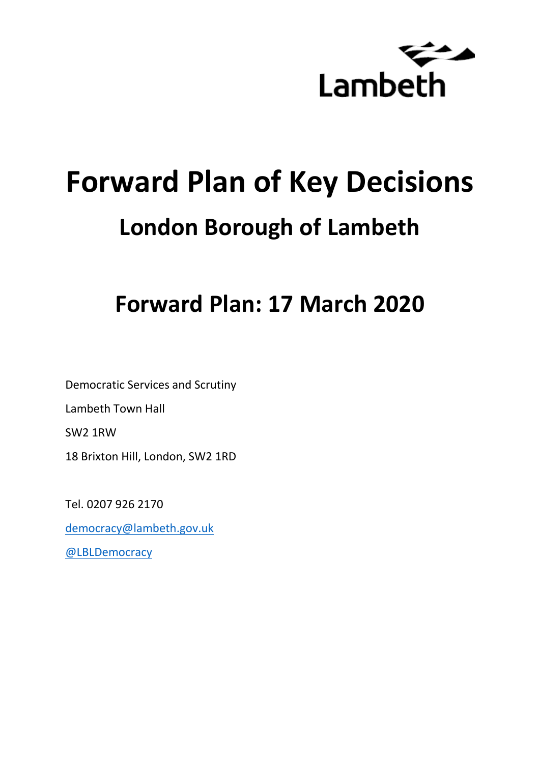Lambeth

# Forward Plan of Key Decisions

## London Borough of Lambeth

## Forward Plan: 17 March 2020

Democratic Services and Scrutiny

Lambeth Town Hall

SW2 1RW

18 Brixton Hill, London, SW2 1RD

Tel. 0207 926 2170

[democracy@lambeth.gov.uk](mailto:democracy@lambeth.gov.uk)

@LBLDemocracy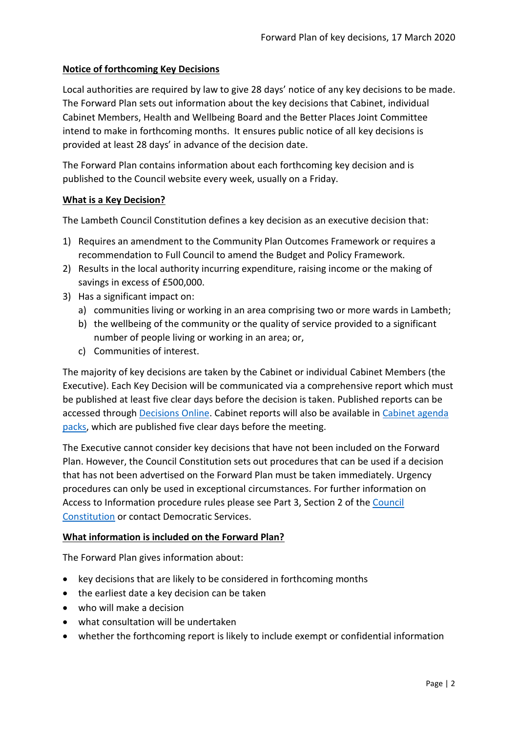## Notice of forthcoming Key Decisions

Local authorities are required by law to give 28 days' notice of any key decisions to be made. The Forward Plan sets out information about the key decisions that Cabinet, individual Cabinet Members, Health and Wellbeing Board and the Better Places Joint Committee intend to make in forthcoming months. It ensures public notice of all key decisions is provided at least 28 days' in advance of the decision date.

The Forward Plan contains information about each forthcoming key decision and is published to the Council website every week, usually on a Friday.

## What is a Key Decision?

The Lambeth Council Constitution defines a key decision as an executive decision that:

1) Requires an amendment to the Community Plan Outcomes Framework or requires a recommendation to Full Council to amend the Budget and Policy Framework.
2) Results in the local authority incurring expenditure, raising income or the making of savings in excess of £500,000.
3) Has a significant impact on:
   a) communities living or working in an area comprising two or more wards in Lambeth;
   b) the wellbeing of the community or the quality of service provided to a significant number of people living or working in an area; or,
   c) Communities of interest.

The majority of key decisions are taken by the Cabinet or individual Cabinet Members (the Executive). Each Key Decision will be communicated via a comprehensive report which must be published at least five clear days before the decision is taken. Published reports can be accessed through Decisions Online. Cabinet reports will also be available in Cabinet agenda packs, which are published five clear days before the meeting.

The Executive cannot consider key decisions that have not been included on the Forward Plan. However, the Council Constitution sets out procedures that can be used if a decision that has not been advertised on the Forward Plan must be taken immediately. Urgency procedures can only be used in exceptional circumstances. For further information on Access to Information procedure rules please see Part 3, Section 2 of the Council Constitution or contact Democratic Services.

## What information is included on the Forward Plan?

The Forward Plan gives information about:

- key decisions that are likely to be considered in forthcoming months
- the earliest date a key decision can be taken
- who will make a decision
- what consultation will be undertaken
- whether the forthcoming report is likely to include exempt or confidential information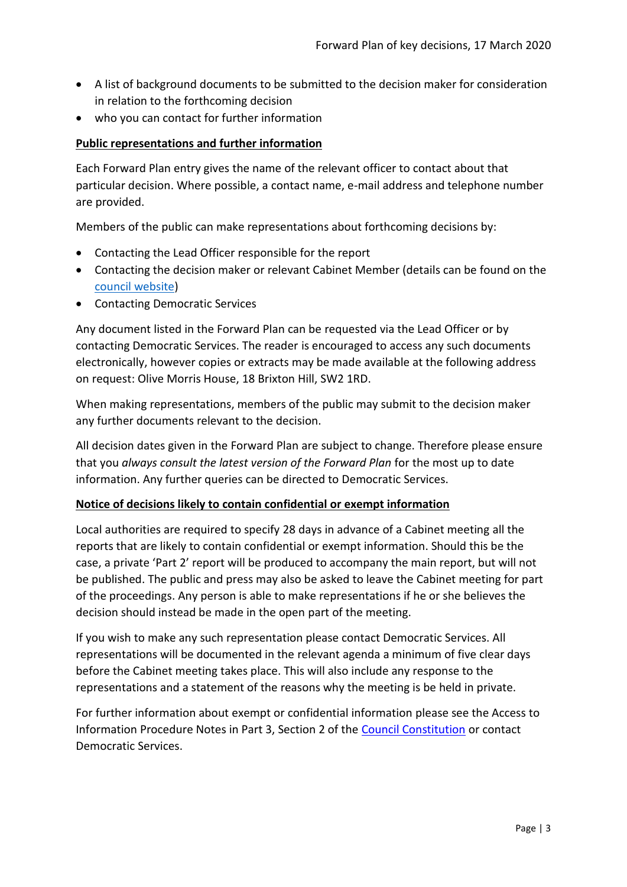- A list of background documents to be submitted to the decision maker for consideration in relation to the forthcoming decision
- who you can contact for further information

**Public representations and further information**

Each Forward Plan entry gives the name of the relevant officer to contact about that particular decision. Where possible, a contact name, e-mail address and telephone number are provided.

Members of the public can make representations about forthcoming decisions by:

- Contacting the Lead Officer responsible for the report
- Contacting the decision maker or relevant Cabinet Member (details can be found on the council website)
- Contacting Democratic Services

Any document listed in the Forward Plan can be requested via the Lead Officer or by contacting Democratic Services. The reader is encouraged to access any such documents electronically, however copies or extracts may be made available at the following address on request: Olive Morris House, 18 Brixton Hill, SW2 1RD.

When making representations, members of the public may submit to the decision maker any further documents relevant to the decision.

All decision dates given in the Forward Plan are subject to change. Therefore please ensure that you *always consult the latest version of the Forward Plan* for the most up to date information. Any further queries can be directed to Democratic Services.

**Notice of decisions likely to contain confidential or exempt information**

Local authorities are required to specify 28 days in advance of a Cabinet meeting all the reports that are likely to contain confidential or exempt information. Should this be the case, a private 'Part 2' report will be produced to accompany the main report, but will not be published. The public and press may also be asked to leave the Cabinet meeting for part of the proceedings. Any person is able to make representations if he or she believes the decision should instead be made in the open part of the meeting.

If you wish to make any such representation please contact Democratic Services. All representations will be documented in the relevant agenda a minimum of five clear days before the Cabinet meeting takes place. This will also include any response to the representations and a statement of the reasons why the meeting is be held in private.

For further information about exempt or confidential information please see the Access to Information Procedure Notes in Part 3, Section 2 of the Council Constitution or contact Democratic Services.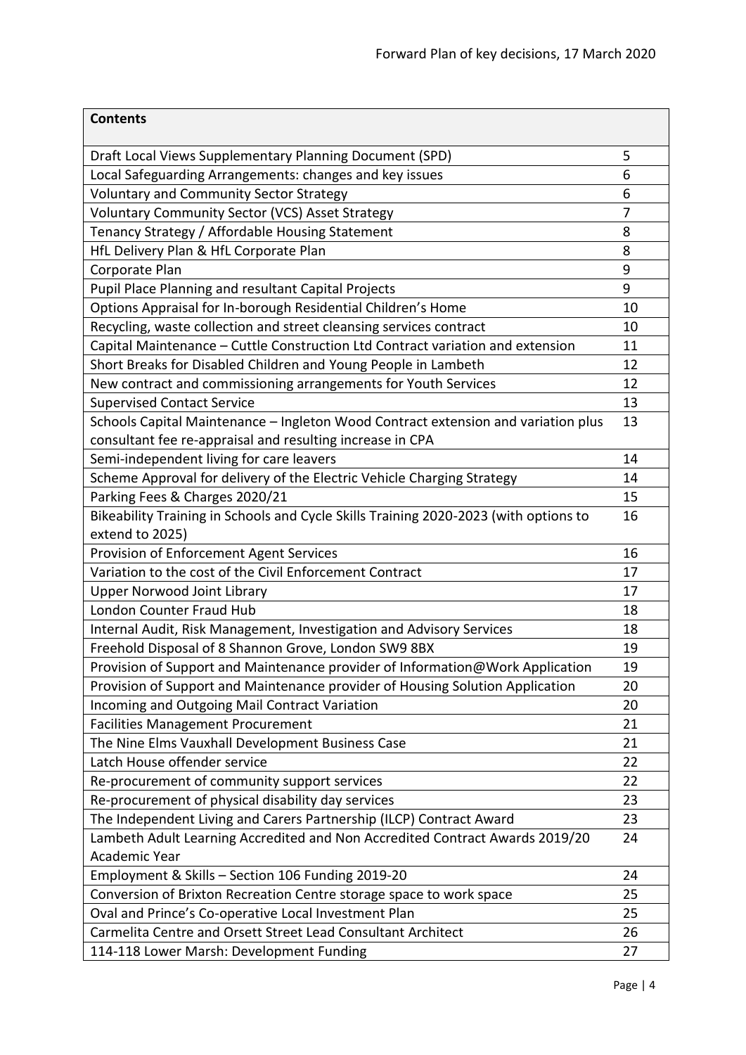| Contents | |
|---|---|
| Draft Local Views Supplementary Planning Document (SPD) | 5 |
| Local Safeguarding Arrangements: changes and key issues | 6 |
| Voluntary and Community Sector Strategy | 6 |
| Voluntary Community Sector (VCS) Asset Strategy | 7 |
| Tenancy Strategy / Affordable Housing Statement | 8 |
| HfL Delivery Plan & HfL Corporate Plan | 8 |
| Corporate Plan | 9 |
| Pupil Place Planning and resultant Capital Projects | 9 |
| Options Appraisal for In-borough Residential Children's Home | 10 |
| Recycling, waste collection and street cleansing services contract | 10 |
| Capital Maintenance – Cuttle Construction Ltd Contract variation and extension | 11 |
| Short Breaks for Disabled Children and Young People in Lambeth | 12 |
| New contract and commissioning arrangements for Youth Services | 12 |
| Supervised Contact Service | 13 |
| Schools Capital Maintenance – Ingleton Wood Contract extension and variation plus consultant fee re-appraisal and resulting increase in CPA | 13 |
| Semi-independent living for care leavers | 14 |
| Scheme Approval for delivery of the Electric Vehicle Charging Strategy | 14 |
| Parking Fees & Charges 2020/21 | 15 |
| Bikeability Training in Schools and Cycle Skills Training 2020-2023 (with options to extend to 2025) | 16 |
| Provision of Enforcement Agent Services | 16 |
| Variation to the cost of the Civil Enforcement Contract | 17 |
| Upper Norwood Joint Library | 17 |
| London Counter Fraud Hub | 18 |
| Internal Audit, Risk Management, Investigation and Advisory Services | 18 |
| Freehold Disposal of 8 Shannon Grove, London SW9 8BX | 19 |
| Provision of Support and Maintenance provider of Information@Work Application | 19 |
| Provision of Support and Maintenance provider of Housing Solution Application | 20 |
| Incoming and Outgoing Mail Contract Variation | 20 |
| Facilities Management Procurement | 21 |
| The Nine Elms Vauxhall Development Business Case | 21 |
| Latch House offender service | 22 |
| Re-procurement of community support services | 22 |
| Re-procurement of physical disability day services | 23 |
| The Independent Living and Carers Partnership (ILCP) Contract Award | 23 |
| Lambeth Adult Learning Accredited and Non Accredited Contract Awards 2019/20 Academic Year | 24 |
| Employment & Skills – Section 106 Funding 2019-20 | 24 |
| Conversion of Brixton Recreation Centre storage space to work space | 25 |
| Oval and Prince's Co-operative Local Investment Plan | 25 |
| Carmelita Centre and Orsett Street Lead Consultant Architect | 26 |
| 114-118 Lower Marsh: Development Funding | 27 |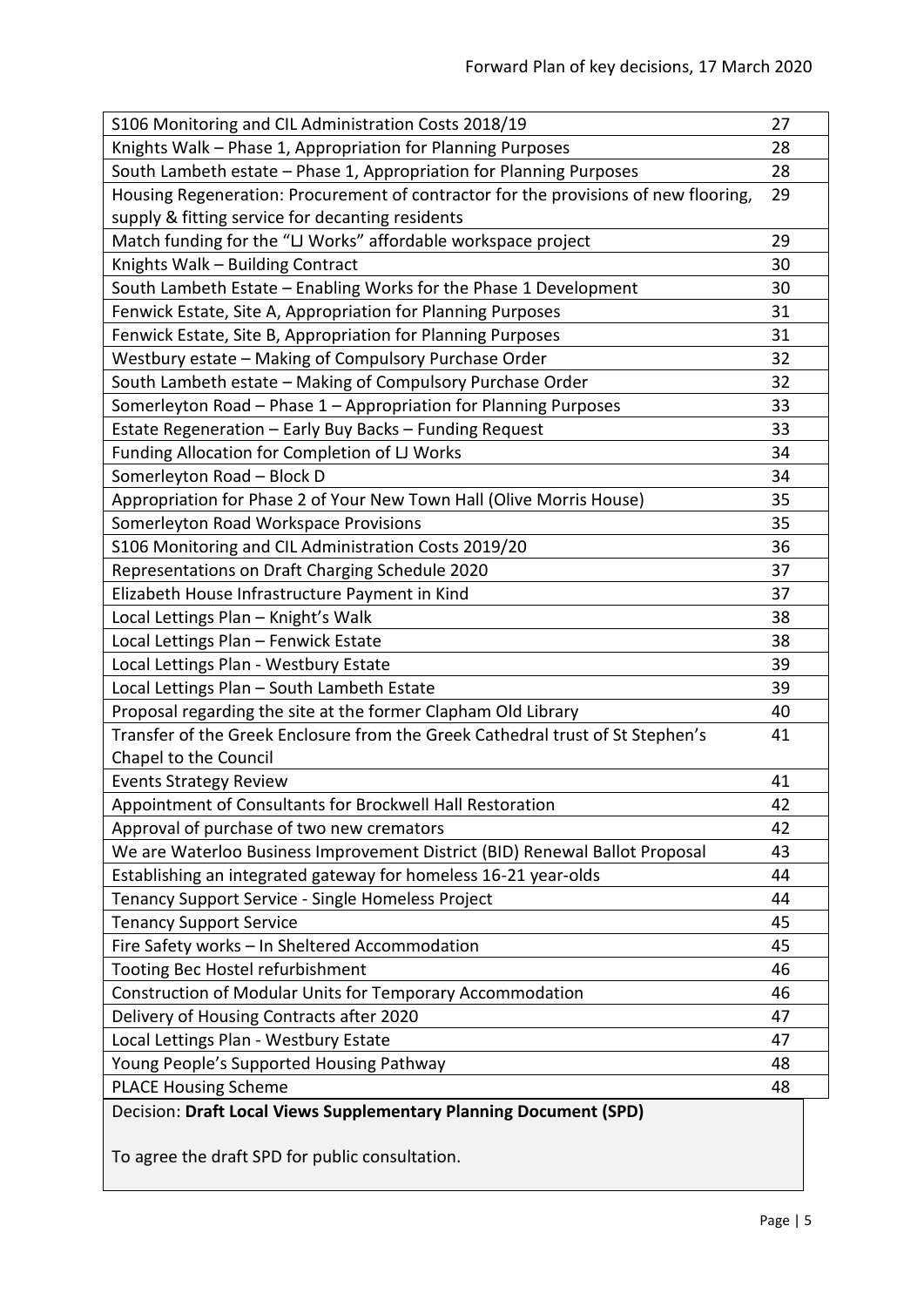| | |
|---|---|
| S106 Monitoring and CIL Administration Costs 2018/19 | 27 |
| Knights Walk – Phase 1, Appropriation for Planning Purposes | 28 |
| South Lambeth estate – Phase 1, Appropriation for Planning Purposes | 28 |
| Housing Regeneration: Procurement of contractor for the provisions of new flooring, supply & fitting service for decanting residents | 29 |
| Match funding for the "LJ Works" affordable workspace project | 29 |
| Knights Walk – Building Contract | 30 |
| South Lambeth Estate – Enabling Works for the Phase 1 Development | 30 |
| Fenwick Estate, Site A, Appropriation for Planning Purposes | 31 |
| Fenwick Estate, Site B, Appropriation for Planning Purposes | 31 |
| Westbury estate – Making of Compulsory Purchase Order | 32 |
| South Lambeth estate – Making of Compulsory Purchase Order | 32 |
| Somerleyton Road – Phase 1 – Appropriation for Planning Purposes | 33 |
| Estate Regeneration – Early Buy Backs – Funding Request | 33 |
| Funding Allocation for Completion of LJ Works | 34 |
| Somerleyton Road – Block D | 34 |
| Appropriation for Phase 2 of Your New Town Hall (Olive Morris House) | 35 |
| Somerleyton Road Workspace Provisions | 35 |
| S106 Monitoring and CIL Administration Costs 2019/20 | 36 |
| Representations on Draft Charging Schedule 2020 | 37 |
| Elizabeth House Infrastructure Payment in Kind | 37 |
| Local Lettings Plan – Knight's Walk | 38 |
| Local Lettings Plan – Fenwick Estate | 38 |
| Local Lettings Plan - Westbury Estate | 39 |
| Local Lettings Plan – South Lambeth Estate | 39 |
| Proposal regarding the site at the former Clapham Old Library | 40 |
| Transfer of the Greek Enclosure from the Greek Cathedral trust of St Stephen's Chapel to the Council | 41 |
| Events Strategy Review | 41 |
| Appointment of Consultants for Brockwell Hall Restoration | 42 |
| Approval of purchase of two new cremators | 42 |
| We are Waterloo Business Improvement District (BID) Renewal Ballot Proposal | 43 |
| Establishing an integrated gateway for homeless 16-21 year-olds | 44 |
| Tenancy Support Service - Single Homeless Project | 44 |
| Tenancy Support Service | 45 |
| Fire Safety works – In Sheltered Accommodation | 45 |
| Tooting Bec Hostel refurbishment | 46 |
| Construction of Modular Units for Temporary Accommodation | 46 |
| Delivery of Housing Contracts after 2020 | 47 |
| Local Lettings Plan - Westbury Estate | 47 |
| Young People's Supported Housing Pathway | 48 |
| PLACE Housing Scheme | 48 |

Decision: **Draft Local Views Supplementary Planning Document (SPD)**

To agree the draft SPD for public consultation.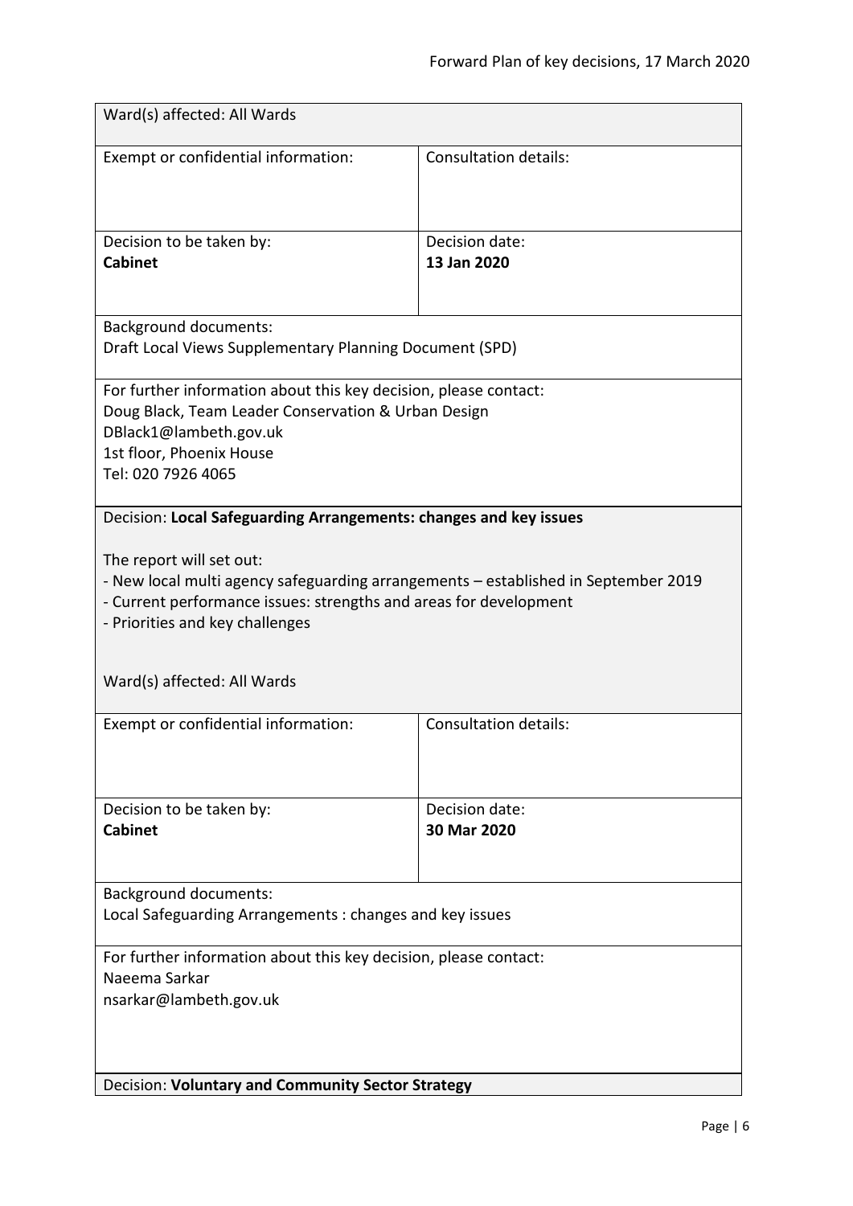Ward(s) affected: All Wards

| Exempt or confidential information: | Consultation details: |
|---|---|
| Decision to be taken by:<br>**Cabinet** | Decision date:<br>**13 Jan 2020** |

Background documents:
Draft Local Views Supplementary Planning Document (SPD)

For further information about this key decision, please contact:
Doug Black, Team Leader Conservation & Urban Design
DBlack1@lambeth.gov.uk
1st floor, Phoenix House
Tel: 020 7926 4065

Decision: **Local Safeguarding Arrangements: changes and key issues**

The report will set out:

- New local multi agency safeguarding arrangements – established in September 2019
- Current performance issues: strengths and areas for development
- Priorities and key challenges

Ward(s) affected: All Wards

| Exempt or confidential information: | Consultation details: |
|---|---|
| Decision to be taken by:<br>**Cabinet** | Decision date:<br>**30 Mar 2020** |

Background documents:
Local Safeguarding Arrangements : changes and key issues

For further information about this key decision, please contact:
Naeema Sarkar
nsarkar@lambeth.gov.uk

Decision: **Voluntary and Community Sector Strategy**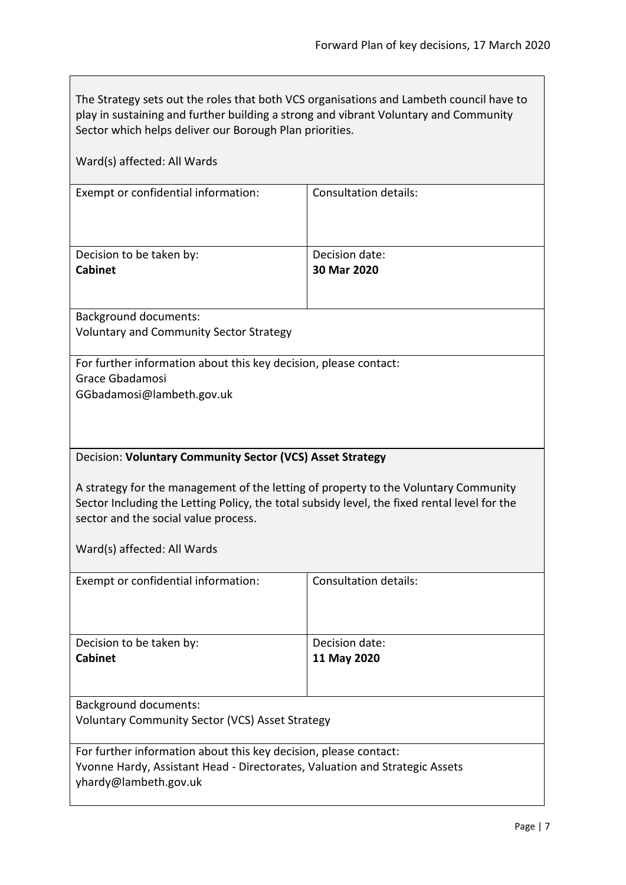The Strategy sets out the roles that both VCS organisations and Lambeth council have to play in sustaining and further building a strong and vibrant Voluntary and Community Sector which helps deliver our Borough Plan priorities.

Ward(s) affected: All Wards

| Exempt or confidential information: | Consultation details: |
| --- | --- |
| Decision to be taken by:<br>**Cabinet** | Decision date:<br>**30 Mar 2020** |

Background documents:
Voluntary and Community Sector Strategy

For further information about this key decision, please contact:
Grace Gbadamosi
GGbadamosi@lambeth.gov.uk

Decision: **Voluntary Community Sector (VCS) Asset Strategy**

A strategy for the management of the letting of property to the Voluntary Community Sector Including the Letting Policy, the total subsidy level, the fixed rental level for the sector and the social value process.

Ward(s) affected: All Wards

| Exempt or confidential information: | Consultation details: |
| --- | --- |
| Decision to be taken by:<br>**Cabinet** | Decision date:<br>**11 May 2020** |

Background documents:
Voluntary Community Sector (VCS) Asset Strategy

For further information about this key decision, please contact:
Yvonne Hardy, Assistant Head - Directorates, Valuation and Strategic Assets
yhardy@lambeth.gov.uk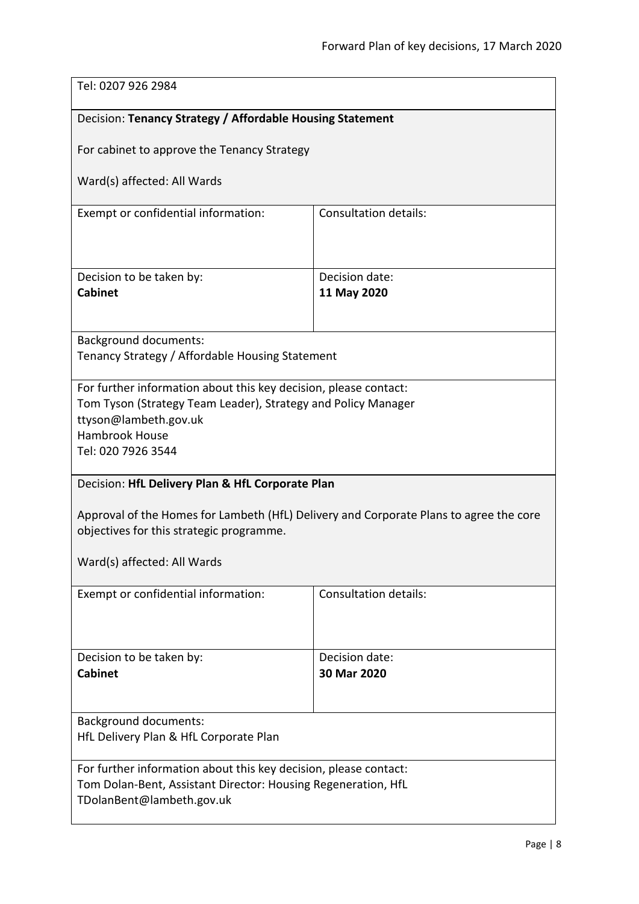Tel: 0207 926 2984

Decision: **Tenancy Strategy / Affordable Housing Statement**

For cabinet to approve the Tenancy Strategy

Ward(s) affected: All Wards

| Exempt or confidential information: | Consultation details: |
| --- | --- |
| Decision to be taken by:<br>**Cabinet** | Decision date:<br>**11 May 2020** |

Background documents:
Tenancy Strategy / Affordable Housing Statement

For further information about this key decision, please contact:
Tom Tyson (Strategy Team Leader), Strategy and Policy Manager
ttyson@lambeth.gov.uk
Hambrook House
Tel: 020 7926 3544

Decision: **HfL Delivery Plan & HfL Corporate Plan**

Approval of the Homes for Lambeth (HfL) Delivery and Corporate Plans to agree the core objectives for this strategic programme.

Ward(s) affected: All Wards

| Exempt or confidential information: | Consultation details: |
| --- | --- |
| Decision to be taken by:<br>**Cabinet** | Decision date:<br>**30 Mar 2020** |

Background documents:
HfL Delivery Plan & HfL Corporate Plan

For further information about this key decision, please contact:
Tom Dolan-Bent, Assistant Director: Housing Regeneration, HfL
TDolanBent@lambeth.gov.uk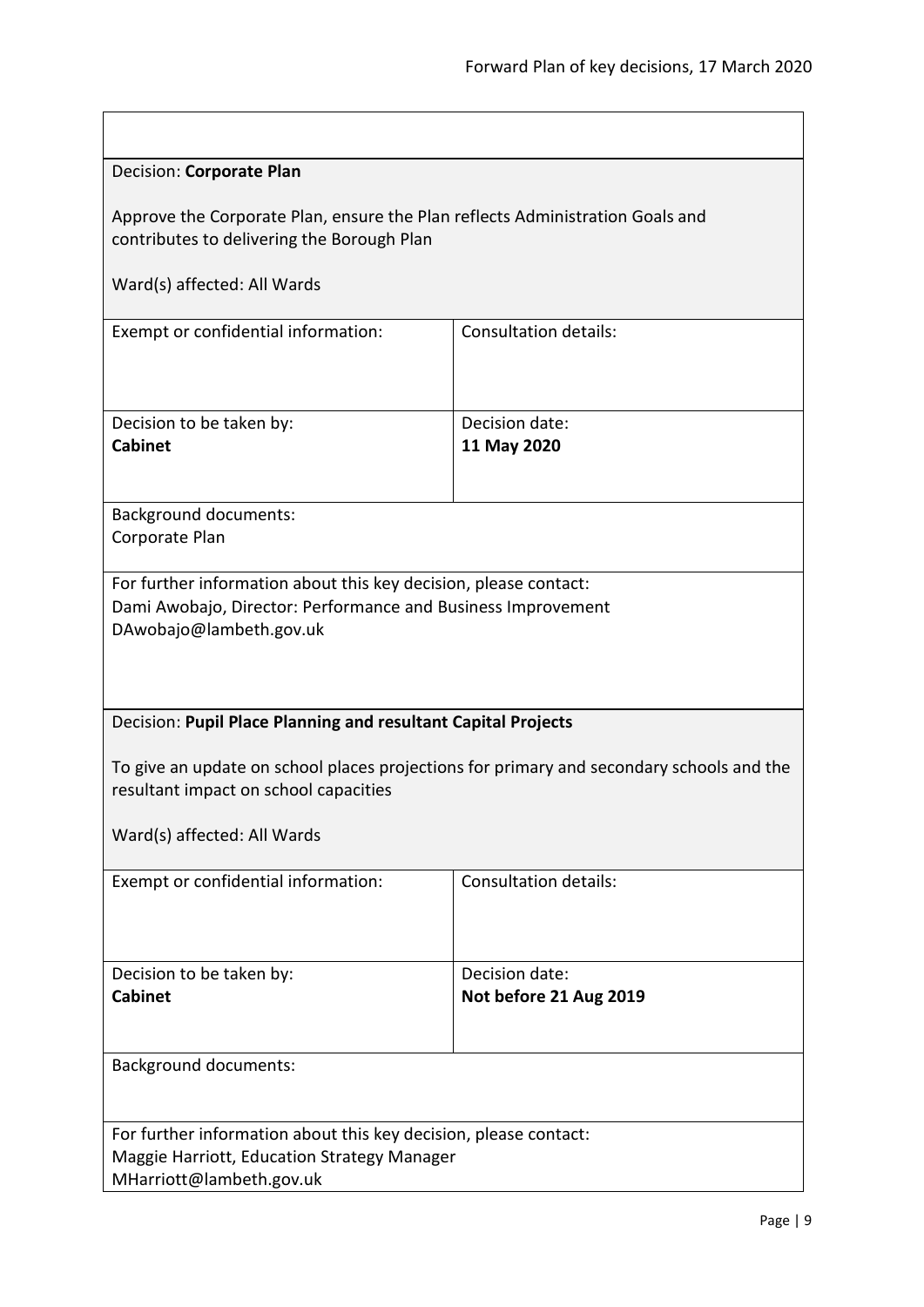Decision: **Corporate Plan**

Approve the Corporate Plan, ensure the Plan reflects Administration Goals and contributes to delivering the Borough Plan

Ward(s) affected: All Wards

| Exempt or confidential information: | Consultation details: |
| --- | --- |
| Decision to be taken by: **Cabinet** | Decision date: **11 May 2020** |

Background documents:
Corporate Plan

For further information about this key decision, please contact:
Dami Awobajo, Director: Performance and Business Improvement
DAwobajo@lambeth.gov.uk

Decision: **Pupil Place Planning and resultant Capital Projects**

To give an update on school places projections for primary and secondary schools and the resultant impact on school capacities

Ward(s) affected: All Wards

| Exempt or confidential information: | Consultation details: |
| --- | --- |
| Decision to be taken by: **Cabinet** | Decision date: **Not before 21 Aug 2019** |

Background documents:

For further information about this key decision, please contact:
Maggie Harriott, Education Strategy Manager
MHarriott@lambeth.gov.uk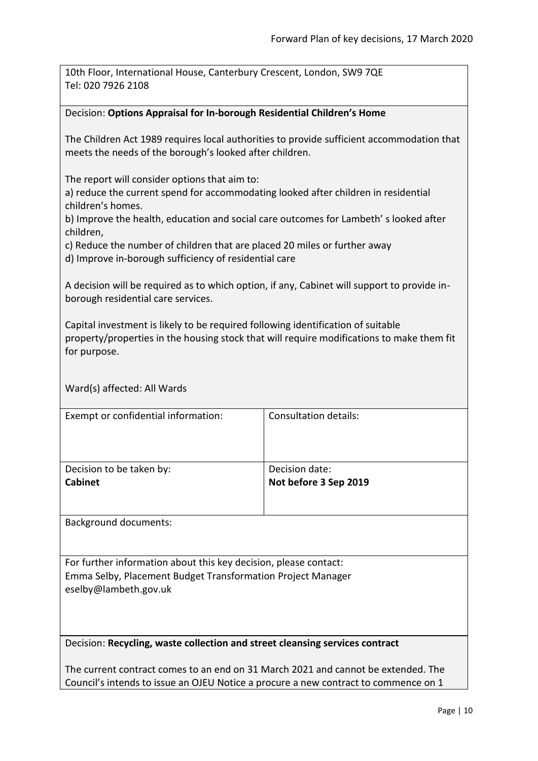10th Floor, International House, Canterbury Crescent, London, SW9 7QE
Tel: 020 7926 2108

Decision: **Options Appraisal for In-borough Residential Children's Home**

The Children Act 1989 requires local authorities to provide sufficient accommodation that meets the needs of the borough's looked after children.

The report will consider options that aim to:
a) reduce the current spend for accommodating looked after children in residential children's homes.
b) Improve the health, education and social care outcomes for Lambeth' s looked after children,
c) Reduce the number of children that are placed 20 miles or further away
d) Improve in-borough sufficiency of residential care

A decision will be required as to which option, if any, Cabinet will support to provide in-borough residential care services.

Capital investment is likely to be required following identification of suitable property/properties in the housing stock that will require modifications to make them fit for purpose.

Ward(s) affected: All Wards

| Exempt or confidential information: | Consultation details: |
| --- | --- |
| Decision to be taken by: **Cabinet** | Decision date: **Not before 3 Sep 2019** |

Background documents:

For further information about this key decision, please contact:
Emma Selby, Placement Budget Transformation Project Manager
eselby@lambeth.gov.uk

Decision: **Recycling, waste collection and street cleansing services contract**

The current contract comes to an end on 31 March 2021 and cannot be extended. The Council's intends to issue an OJEU Notice a procure a new contract to commence on 1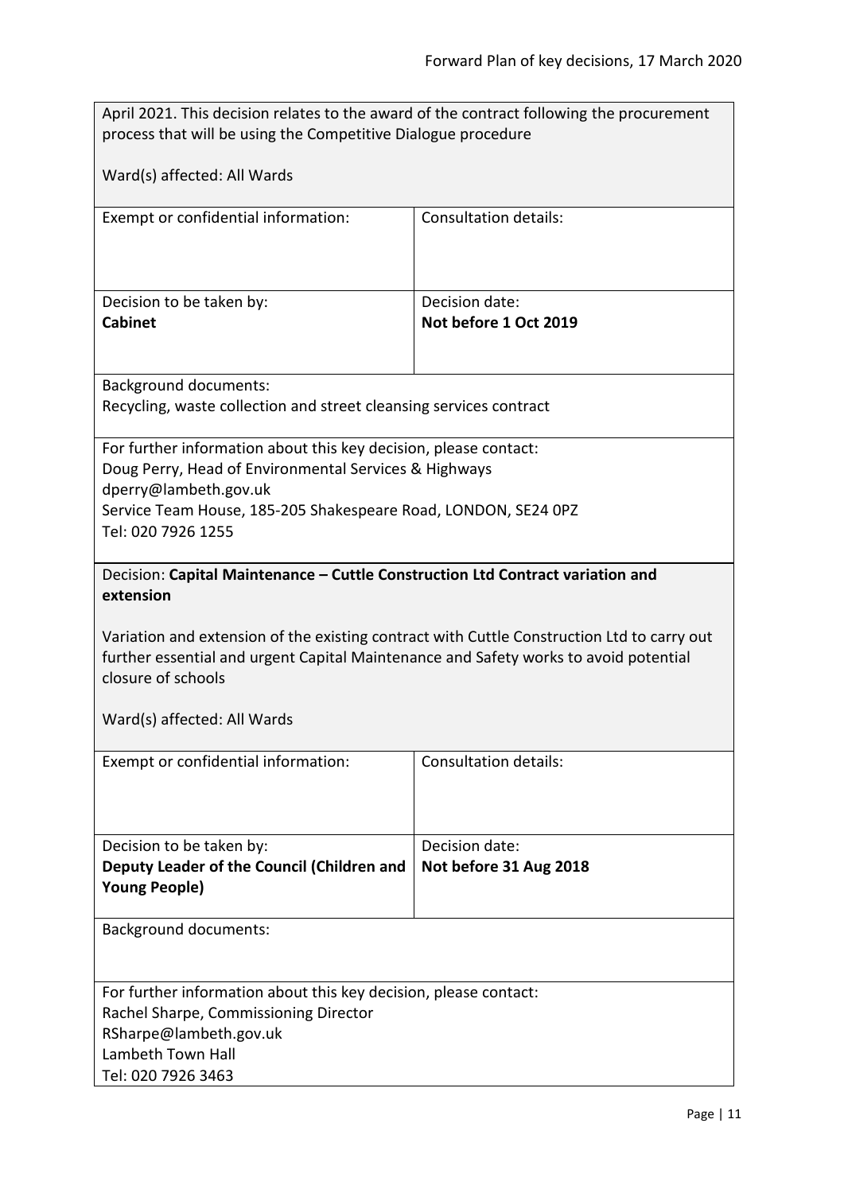April 2021. This decision relates to the award of the contract following the procurement process that will be using the Competitive Dialogue procedure

Ward(s) affected: All Wards

| Exempt or confidential information: | Consultation details: |
| --- | --- |
| Decision to be taken by: **Cabinet** | Decision date: **Not before 1 Oct 2019** |

Background documents:
Recycling, waste collection and street cleansing services contract

For further information about this key decision, please contact:
Doug Perry, Head of Environmental Services & Highways
dperry@lambeth.gov.uk
Service Team House, 185-205 Shakespeare Road, LONDON, SE24 0PZ
Tel: 020 7926 1255

Decision: **Capital Maintenance – Cuttle Construction Ltd Contract variation and extension**

Variation and extension of the existing contract with Cuttle Construction Ltd to carry out further essential and urgent Capital Maintenance and Safety works to avoid potential closure of schools

Ward(s) affected: All Wards

| Exempt or confidential information: | Consultation details: |
| --- | --- |
| Decision to be taken by: **Deputy Leader of the Council (Children and Young People)** | Decision date: **Not before 31 Aug 2018** |

Background documents:

For further information about this key decision, please contact:
Rachel Sharpe, Commissioning Director
RSharpe@lambeth.gov.uk
Lambeth Town Hall
Tel: 020 7926 3463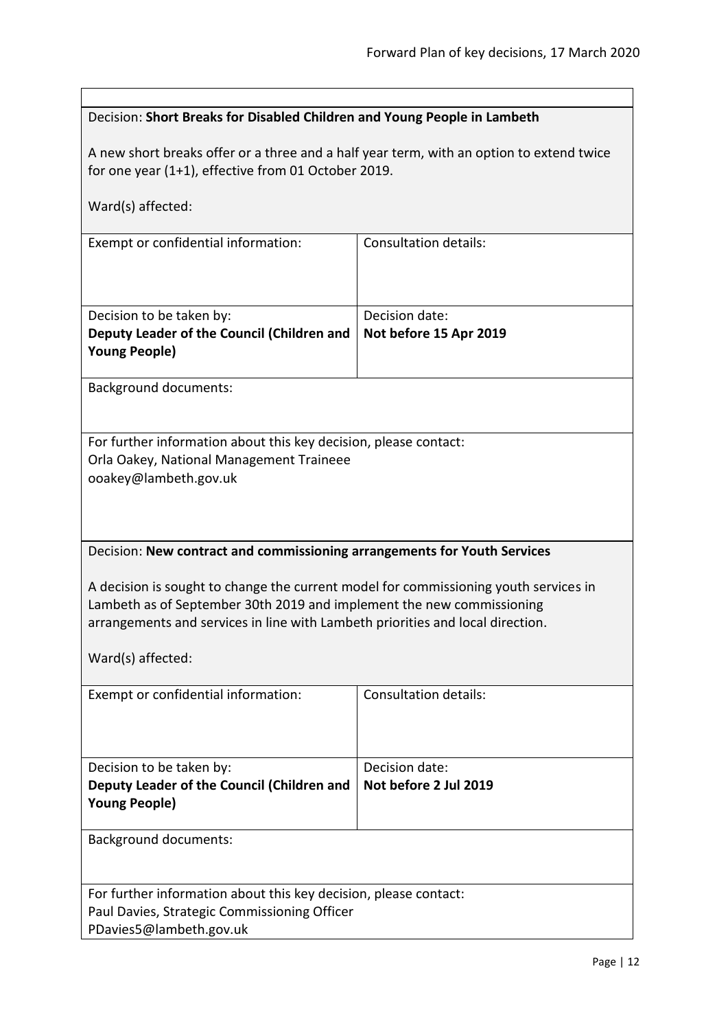Decision: **Short Breaks for Disabled Children and Young People in Lambeth**

A new short breaks offer or a three and a half year term, with an option to extend twice for one year (1+1), effective from 01 October 2019.

Ward(s) affected:

| Exempt or confidential information: | Consultation details: |
| --- | --- |
| Decision to be taken by:<br>**Deputy Leader of the Council (Children and Young People)** | Decision date:<br>**Not before 15 Apr 2019** |

Background documents:

For further information about this key decision, please contact:
Orla Oakey, National Management Traineee
ooakey@lambeth.gov.uk

Decision: **New contract and commissioning arrangements for Youth Services**

A decision is sought to change the current model for commissioning youth services in Lambeth as of September 30th 2019 and implement the new commissioning arrangements and services in line with Lambeth priorities and local direction.

Ward(s) affected:

| Exempt or confidential information: | Consultation details: |
| --- | --- |
| Decision to be taken by:<br>**Deputy Leader of the Council (Children and Young People)** | Decision date:<br>**Not before 2 Jul 2019** |

Background documents:

For further information about this key decision, please contact:
Paul Davies, Strategic Commissioning Officer
PDavies5@lambeth.gov.uk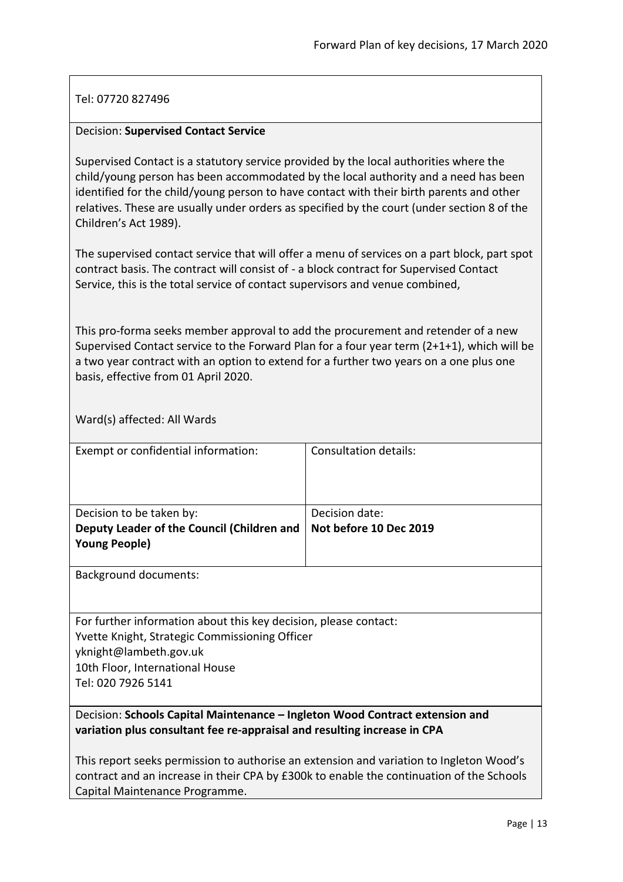Tel: 07720 827496

Decision: **Supervised Contact Service**

Supervised Contact is a statutory service provided by the local authorities where the child/young person has been accommodated by the local authority and a need has been identified for the child/young person to have contact with their birth parents and other relatives. These are usually under orders as specified by the court (under section 8 of the Children's Act 1989).

The supervised contact service that will offer a menu of services on a part block, part spot contract basis. The contract will consist of - a block contract for Supervised Contact Service, this is the total service of contact supervisors and venue combined,

This pro-forma seeks member approval to add the procurement and retender of a new Supervised Contact service to the Forward Plan for a four year term (2+1+1), which will be a two year contract with an option to extend for a further two years on a one plus one basis, effective from 01 April 2020.

Ward(s) affected: All Wards

| Exempt or confidential information: | Consultation details: |
|---|---|
| Decision to be taken by:<br>**Deputy Leader of the Council (Children and Young People)** | Decision date:<br>**Not before 10 Dec 2019** |

Background documents:

For further information about this key decision, please contact:
Yvette Knight, Strategic Commissioning Officer
yknight@lambeth.gov.uk
10th Floor, International House
Tel: 020 7926 5141

Decision: **Schools Capital Maintenance – Ingleton Wood Contract extension and variation plus consultant fee re-appraisal and resulting increase in CPA**

This report seeks permission to authorise an extension and variation to Ingleton Wood's contract and an increase in their CPA by £300k to enable the continuation of the Schools Capital Maintenance Programme.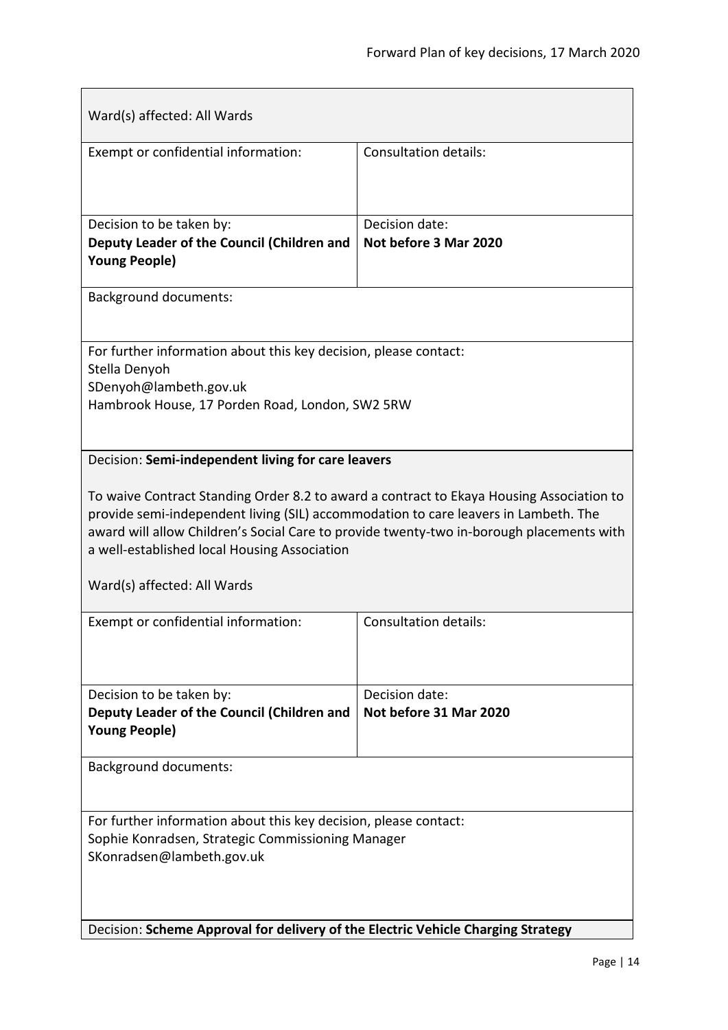Ward(s) affected: All Wards

| Exempt or confidential information: | Consultation details: |
| --- | --- |
| Decision to be taken by:<br>**Deputy Leader of the Council (Children and Young People)** | Decision date:<br>**Not before 3 Mar 2020** |

Background documents:

For further information about this key decision, please contact:
Stella Denyoh
SDenyoh@lambeth.gov.uk
Hambrook House, 17 Porden Road, London, SW2 5RW

Decision: **Semi-independent living for care leavers**

To waive Contract Standing Order 8.2 to award a contract to Ekaya Housing Association to provide semi-independent living (SIL) accommodation to care leavers in Lambeth. The award will allow Children's Social Care to provide twenty-two in-borough placements with a well-established local Housing Association

Ward(s) affected: All Wards

| Exempt or confidential information: | Consultation details: |
| --- | --- |
| Decision to be taken by:<br>**Deputy Leader of the Council (Children and Young People)** | Decision date:<br>**Not before 31 Mar 2020** |

Background documents:

For further information about this key decision, please contact:
Sophie Konradsen, Strategic Commissioning Manager
SKonradsen@lambeth.gov.uk

Decision: **Scheme Approval for delivery of the Electric Vehicle Charging Strategy**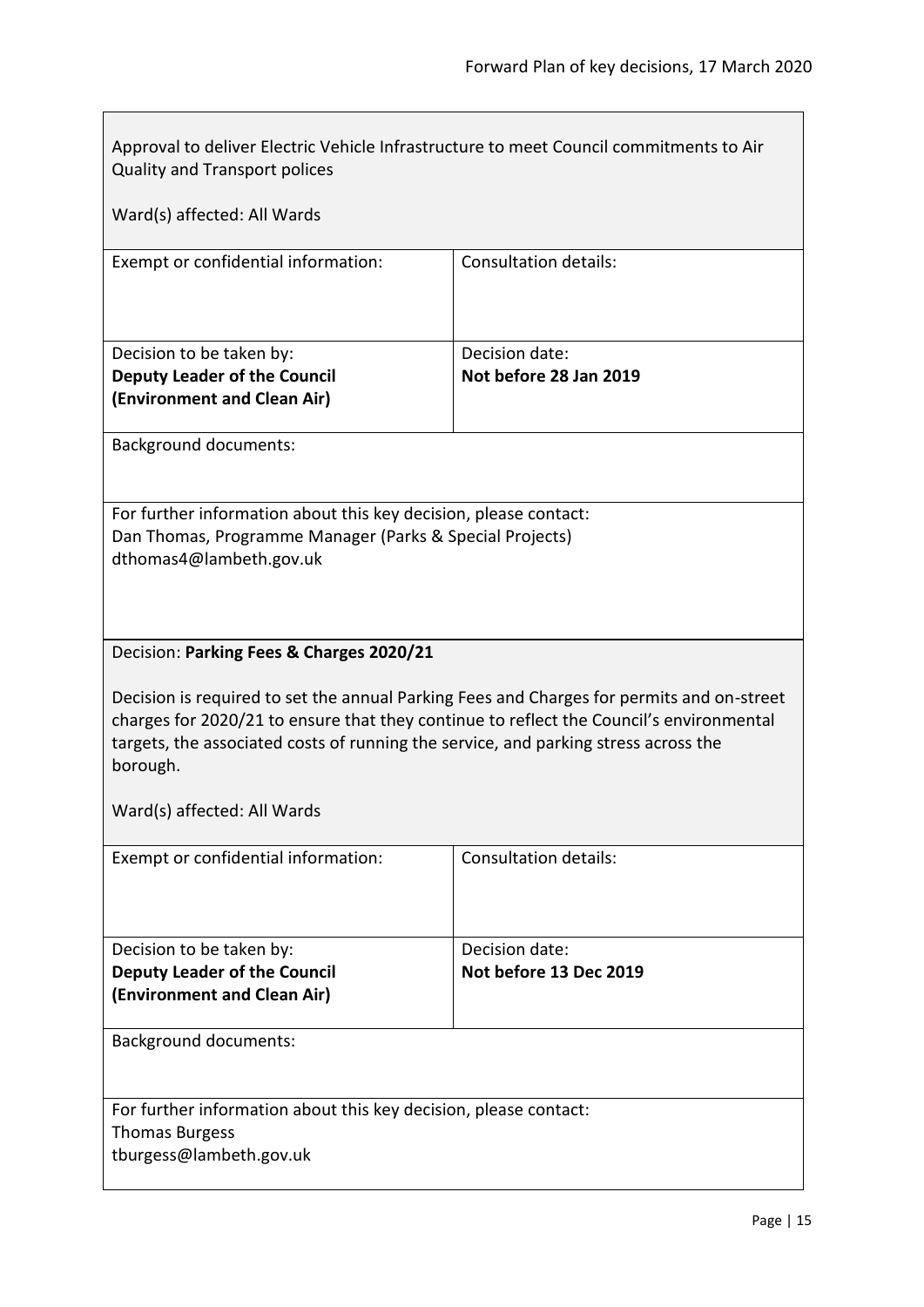Approval to deliver Electric Vehicle Infrastructure to meet Council commitments to Air Quality and Transport polices

Ward(s) affected: All Wards

| Exempt or confidential information: | Consultation details: |
|---|---|
| Decision to be taken by:<br>**Deputy Leader of the Council (Environment and Clean Air)** | Decision date:<br>**Not before 28 Jan 2019** |

Background documents:

For further information about this key decision, please contact:
Dan Thomas, Programme Manager (Parks & Special Projects)
dthomas4@lambeth.gov.uk

Decision: **Parking Fees & Charges 2020/21**

Decision is required to set the annual Parking Fees and Charges for permits and on-street charges for 2020/21 to ensure that they continue to reflect the Council's environmental targets, the associated costs of running the service, and parking stress across the borough.

Ward(s) affected: All Wards

| Exempt or confidential information: | Consultation details: |
|---|---|
| Decision to be taken by:<br>**Deputy Leader of the Council (Environment and Clean Air)** | Decision date:<br>**Not before 13 Dec 2019** |

Background documents:

For further information about this key decision, please contact:
Thomas Burgess
tburgess@lambeth.gov.uk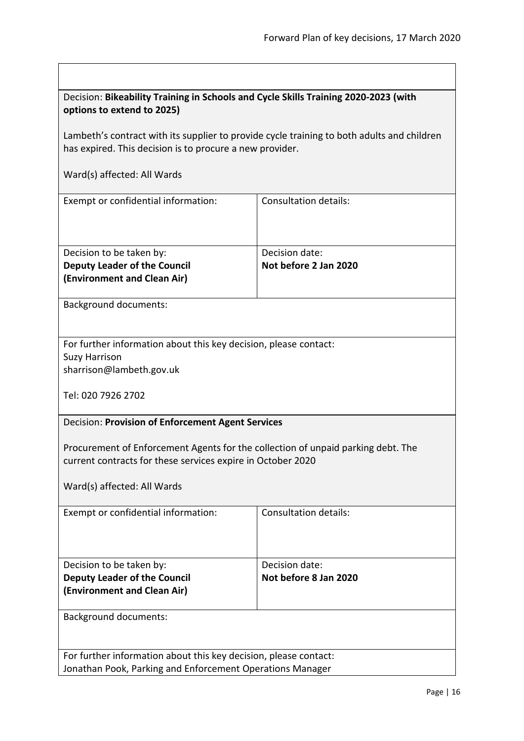Decision: **Bikeability Training in Schools and Cycle Skills Training 2020-2023 (with options to extend to 2025)**

Lambeth's contract with its supplier to provide cycle training to both adults and children has expired. This decision is to procure a new provider.

Ward(s) affected: All Wards

| Exempt or confidential information: | Consultation details: |
|---|---|
| Decision to be taken by: **Deputy Leader of the Council (Environment and Clean Air)** | Decision date: **Not before 2 Jan 2020** |

Background documents:

For further information about this key decision, please contact:
Suzy Harrison
sharrison@lambeth.gov.uk

Tel: 020 7926 2702

Decision: **Provision of Enforcement Agent Services**

Procurement of Enforcement Agents for the collection of unpaid parking debt. The current contracts for these services expire in October 2020

Ward(s) affected: All Wards

| Exempt or confidential information: | Consultation details: |
|---|---|
| Decision to be taken by: **Deputy Leader of the Council (Environment and Clean Air)** | Decision date: **Not before 8 Jan 2020** |

Background documents:

For further information about this key decision, please contact:
Jonathan Pook, Parking and Enforcement Operations Manager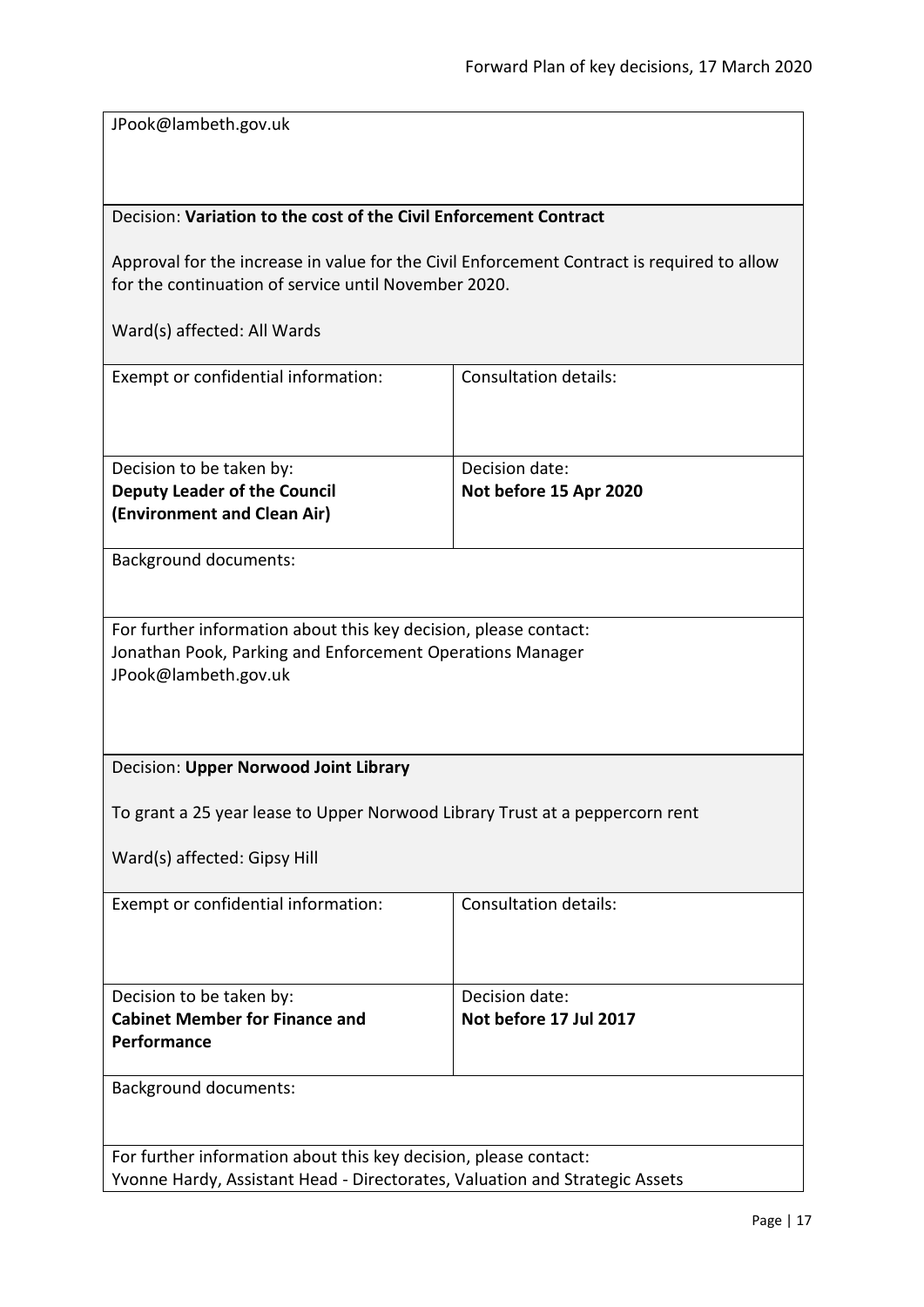JPook@lambeth.gov.uk

Decision: **Variation to the cost of the Civil Enforcement Contract**

Approval for the increase in value for the Civil Enforcement Contract is required to allow for the continuation of service until November 2020.

Ward(s) affected: All Wards

| Exempt or confidential information: | Consultation details: |
| --- | --- |
| Decision to be taken by:<br>**Deputy Leader of the Council (Environment and Clean Air)** | Decision date:<br>**Not before 15 Apr 2020** |

Background documents:

For further information about this key decision, please contact:
Jonathan Pook, Parking and Enforcement Operations Manager
JPook@lambeth.gov.uk

Decision: **Upper Norwood Joint Library**

To grant a 25 year lease to Upper Norwood Library Trust at a peppercorn rent

Ward(s) affected: Gipsy Hill

| Exempt or confidential information: | Consultation details: |
| --- | --- |
| Decision to be taken by:<br>**Cabinet Member for Finance and Performance** | Decision date:<br>**Not before 17 Jul 2017** |

Background documents:

For further information about this key decision, please contact:
Yvonne Hardy, Assistant Head - Directorates, Valuation and Strategic Assets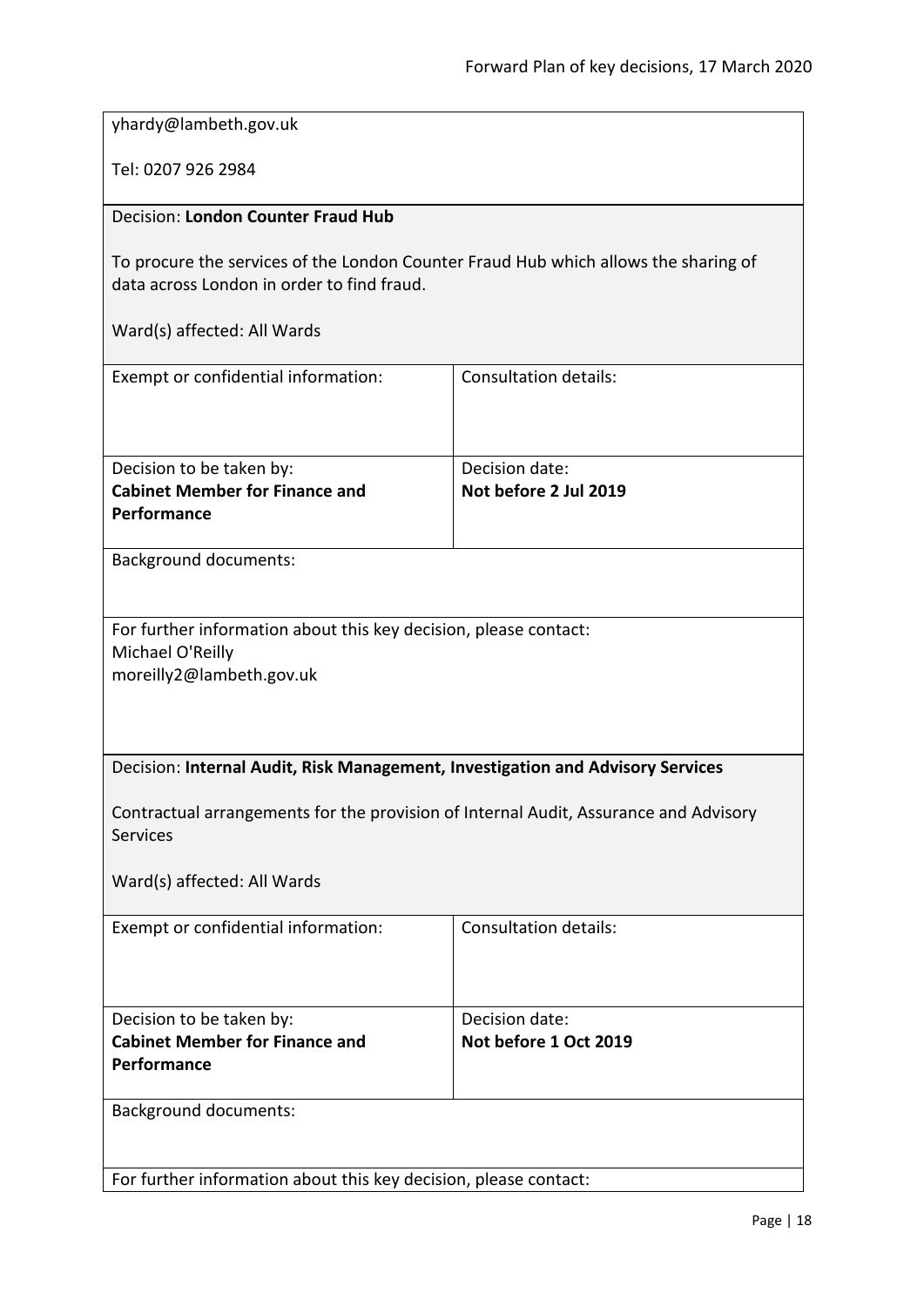yhardy@lambeth.gov.uk

Tel: 0207 926 2984

Decision: **London Counter Fraud Hub**

To procure the services of the London Counter Fraud Hub which allows the sharing of data across London in order to find fraud.

Ward(s) affected: All Wards

| Exempt or confidential information: | Consultation details: |
|---|---|
| Decision to be taken by:<br>**Cabinet Member for Finance and Performance** | Decision date:<br>**Not before 2 Jul 2019** |

Background documents:

For further information about this key decision, please contact:
Michael O'Reilly
moreilly2@lambeth.gov.uk

Decision: **Internal Audit, Risk Management, Investigation and Advisory Services**

Contractual arrangements for the provision of Internal Audit, Assurance and Advisory Services

Ward(s) affected: All Wards

| Exempt or confidential information: | Consultation details: |
|---|---|
| Decision to be taken by:<br>**Cabinet Member for Finance and Performance** | Decision date:<br>**Not before 1 Oct 2019** |

Background documents:

For further information about this key decision, please contact: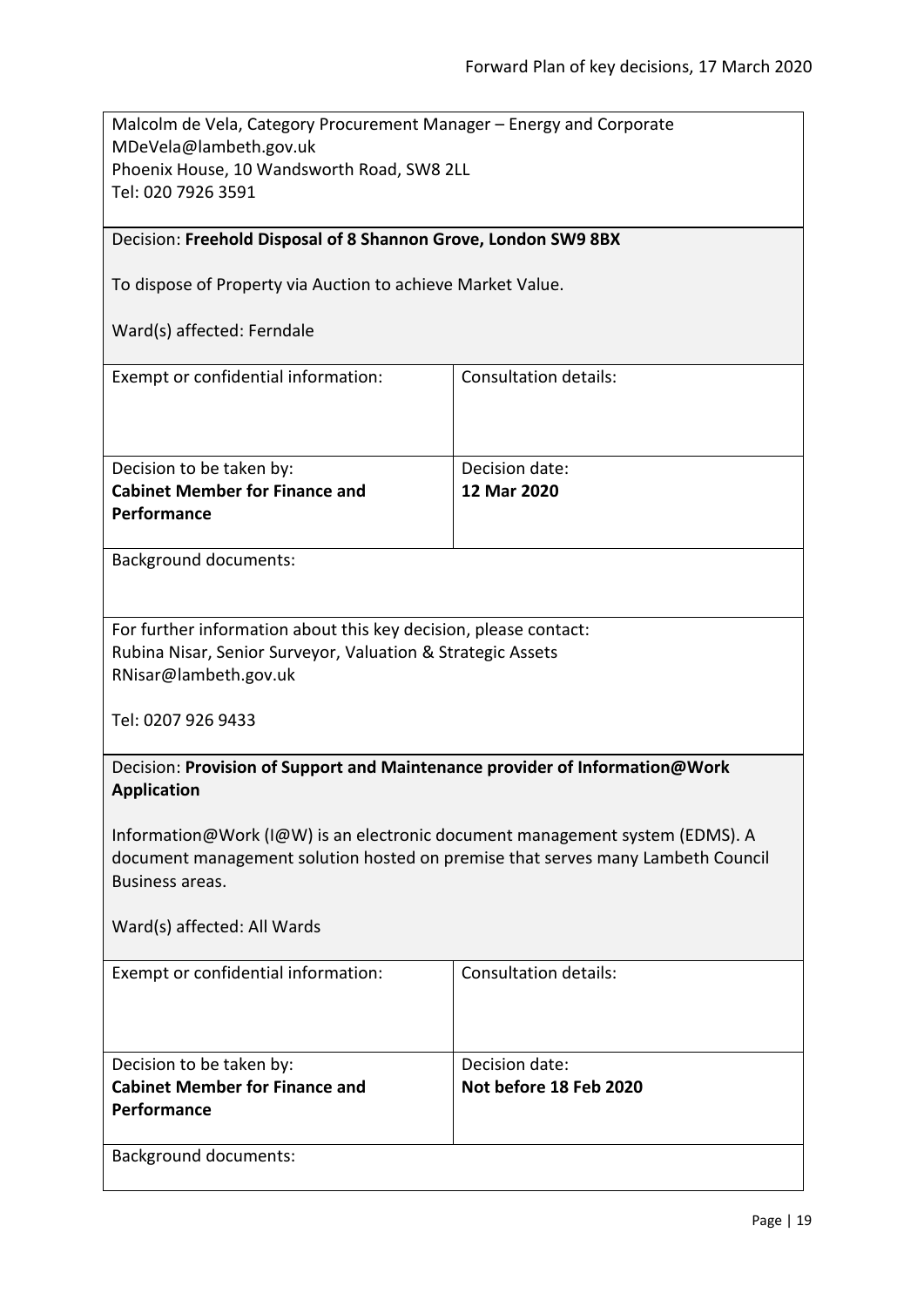Malcolm de Vela, Category Procurement Manager – Energy and Corporate
MDeVela@lambeth.gov.uk
Phoenix House, 10 Wandsworth Road, SW8 2LL
Tel: 020 7926 3591

Decision: **Freehold Disposal of 8 Shannon Grove, London SW9 8BX**

To dispose of Property via Auction to achieve Market Value.

Ward(s) affected: Ferndale

| Exempt or confidential information: | Consultation details: |
| --- | --- |
| Decision to be taken by:<br>**Cabinet Member for Finance and Performance** | Decision date:<br>**12 Mar 2020** |

Background documents:

For further information about this key decision, please contact:
Rubina Nisar, Senior Surveyor, Valuation & Strategic Assets
RNisar@lambeth.gov.uk

Tel: 0207 926 9433

Decision: **Provision of Support and Maintenance provider of Information@Work Application**

Information@Work (I@W) is an electronic document management system (EDMS). A document management solution hosted on premise that serves many Lambeth Council Business areas.

Ward(s) affected: All Wards

| Exempt or confidential information: | Consultation details: |
| --- | --- |
| Decision to be taken by:<br>**Cabinet Member for Finance and Performance** | Decision date:<br>**Not before 18 Feb 2020** |

Background documents: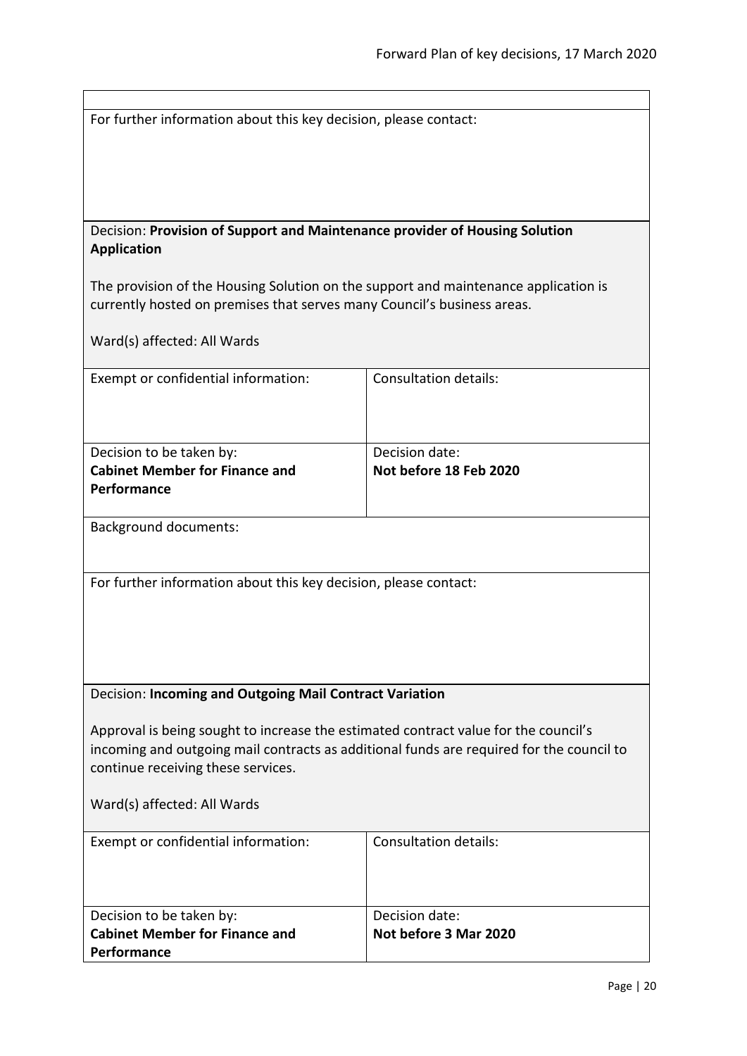For further information about this key decision, please contact:

Decision: **Provision of Support and Maintenance provider of Housing Solution Application**

The provision of the Housing Solution on the support and maintenance application is currently hosted on premises that serves many Council's business areas.

Ward(s) affected: All Wards

| Exempt or confidential information: | Consultation details: |
| --- | --- |
| Decision to be taken by: **Cabinet Member for Finance and Performance** | Decision date: **Not before 18 Feb 2020** |

Background documents:

For further information about this key decision, please contact:

Decision: **Incoming and Outgoing Mail Contract Variation**

Approval is being sought to increase the estimated contract value for the council's incoming and outgoing mail contracts as additional funds are required for the council to continue receiving these services.

Ward(s) affected: All Wards

| Exempt or confidential information: | Consultation details: |
| --- | --- |
| Decision to be taken by: **Cabinet Member for Finance and Performance** | Decision date: **Not before 3 Mar 2020** |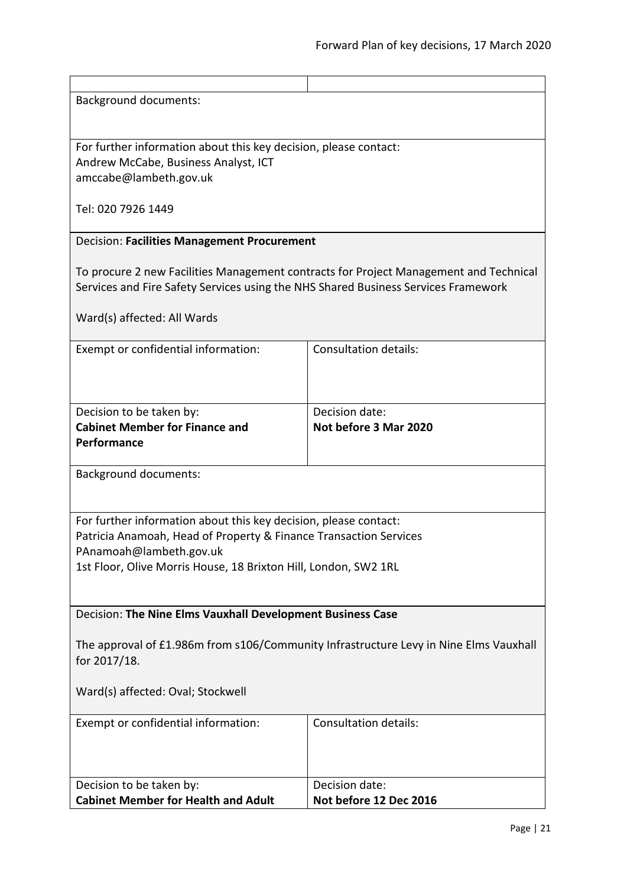Background documents:

For further information about this key decision, please contact:
Andrew McCabe, Business Analyst, ICT
amccabe@lambeth.gov.uk

Tel: 020 7926 1449

Decision: **Facilities Management Procurement**

To procure 2 new Facilities Management contracts for Project Management and Technical Services and Fire Safety Services using the NHS Shared Business Services Framework

Ward(s) affected: All Wards

| Exempt or confidential information: | Consultation details: |
|---|---|
| Decision to be taken by: **Cabinet Member for Finance and Performance** | Decision date: **Not before 3 Mar 2020** |

Background documents:

For further information about this key decision, please contact:
Patricia Anamoah, Head of Property & Finance Transaction Services
PAnamoah@lambeth.gov.uk
1st Floor, Olive Morris House, 18 Brixton Hill, London, SW2 1RL

Decision: **The Nine Elms Vauxhall Development Business Case**

The approval of £1.986m from s106/Community Infrastructure Levy in Nine Elms Vauxhall for 2017/18.

Ward(s) affected: Oval; Stockwell

| Exempt or confidential information: | Consultation details: |
|---|---|
| Decision to be taken by: **Cabinet Member for Health and Adult** | Decision date: **Not before 12 Dec 2016** |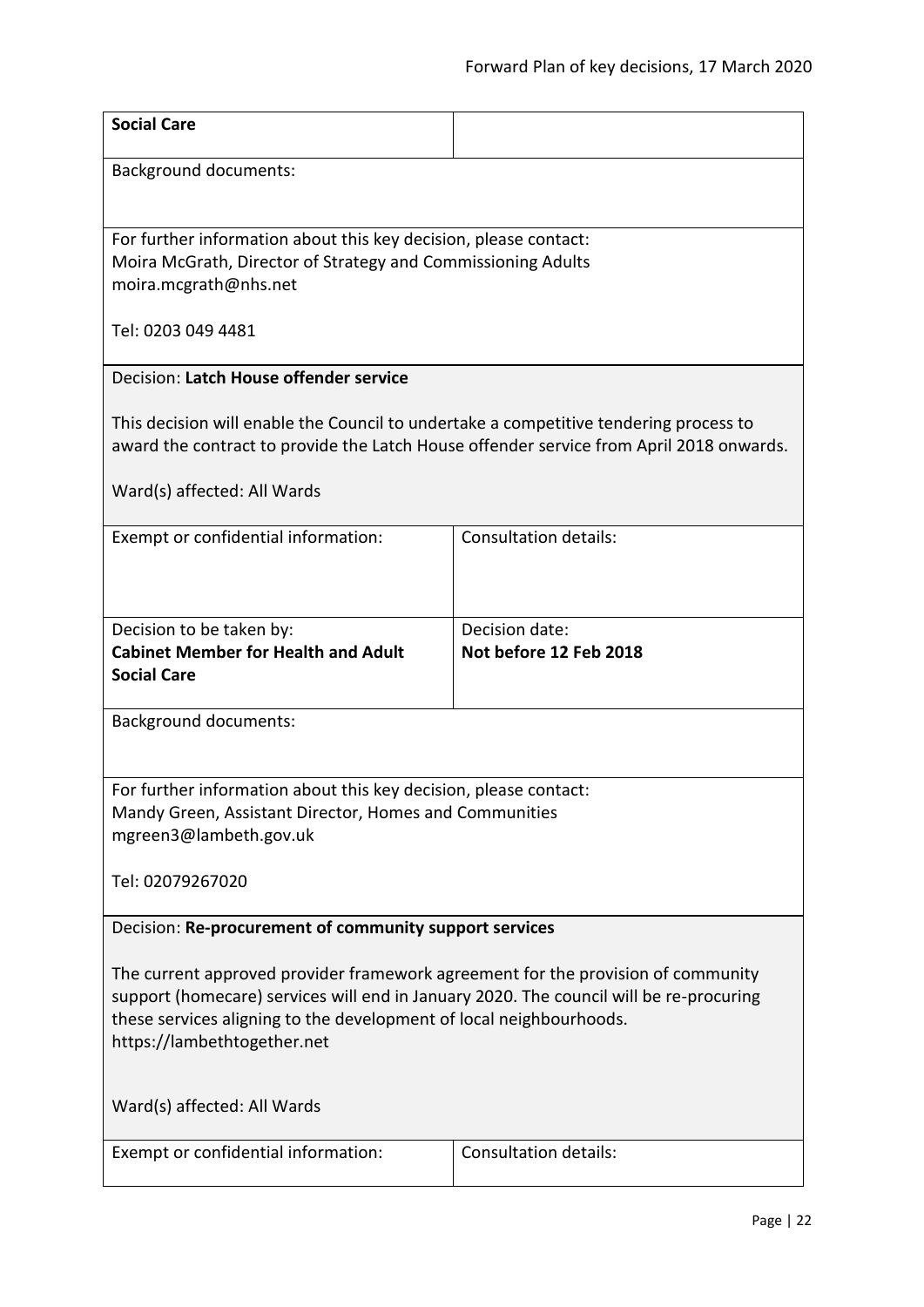| **Social Care** | |
|---|---|
| Background documents: | |
| For further information about this key decision, please contact:<br>Moira McGrath, Director of Strategy and Commissioning Adults<br>moira.mcgrath@nhs.net<br><br>Tel: 0203 049 4481 | |

Decision: **Latch House offender service**

This decision will enable the Council to undertake a competitive tendering process to award the contract to provide the Latch House offender service from April 2018 onwards.

Ward(s) affected: All Wards

| Exempt or confidential information: | Consultation details: |
|---|---|
| Decision to be taken by:<br>**Cabinet Member for Health and Adult Social Care** | Decision date:<br>**Not before 12 Feb 2018** |
| Background documents: | |
| For further information about this key decision, please contact:<br>Mandy Green, Assistant Director, Homes and Communities<br>mgreen3@lambeth.gov.uk<br><br>Tel: 02079267020 | |

Decision: **Re-procurement of community support services**

The current approved provider framework agreement for the provision of community support (homecare) services will end in January 2020. The council will be re-procuring these services aligning to the development of local neighbourhoods.
https://lambethtogether.net

Ward(s) affected: All Wards

| Exempt or confidential information: | Consultation details: |
|---|---|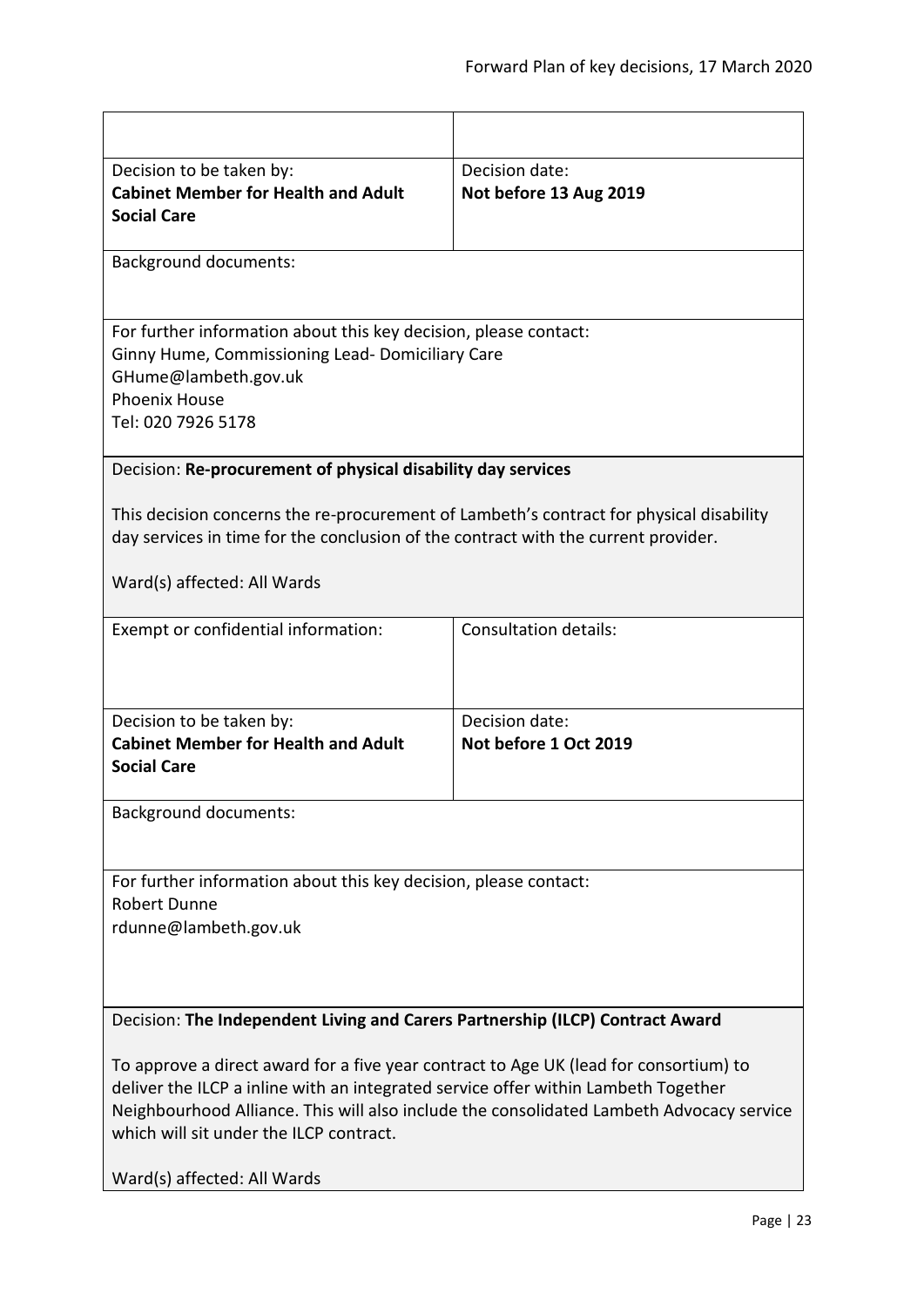| | |
|---|---|
| | |
| Decision to be taken by:<br>**Cabinet Member for Health and Adult Social Care** | Decision date:<br>**Not before 13 Aug 2019** |

Background documents:

For further information about this key decision, please contact:
Ginny Hume, Commissioning Lead- Domiciliary Care
GHume@lambeth.gov.uk
Phoenix House
Tel: 020 7926 5178

Decision: **Re-procurement of physical disability day services**

This decision concerns the re-procurement of Lambeth's contract for physical disability day services in time for the conclusion of the contract with the current provider.

Ward(s) affected: All Wards

| Exempt or confidential information: | Consultation details: |
|---|---|
| Decision to be taken by:<br>**Cabinet Member for Health and Adult Social Care** | Decision date:<br>**Not before 1 Oct 2019** |

Background documents:

For further information about this key decision, please contact:
Robert Dunne
rdunne@lambeth.gov.uk

Decision: **The Independent Living and Carers Partnership (ILCP) Contract Award**

To approve a direct award for a five year contract to Age UK (lead for consortium) to deliver the ILCP a inline with an integrated service offer within Lambeth Together Neighbourhood Alliance. This will also include the consolidated Lambeth Advocacy service which will sit under the ILCP contract.

Ward(s) affected: All Wards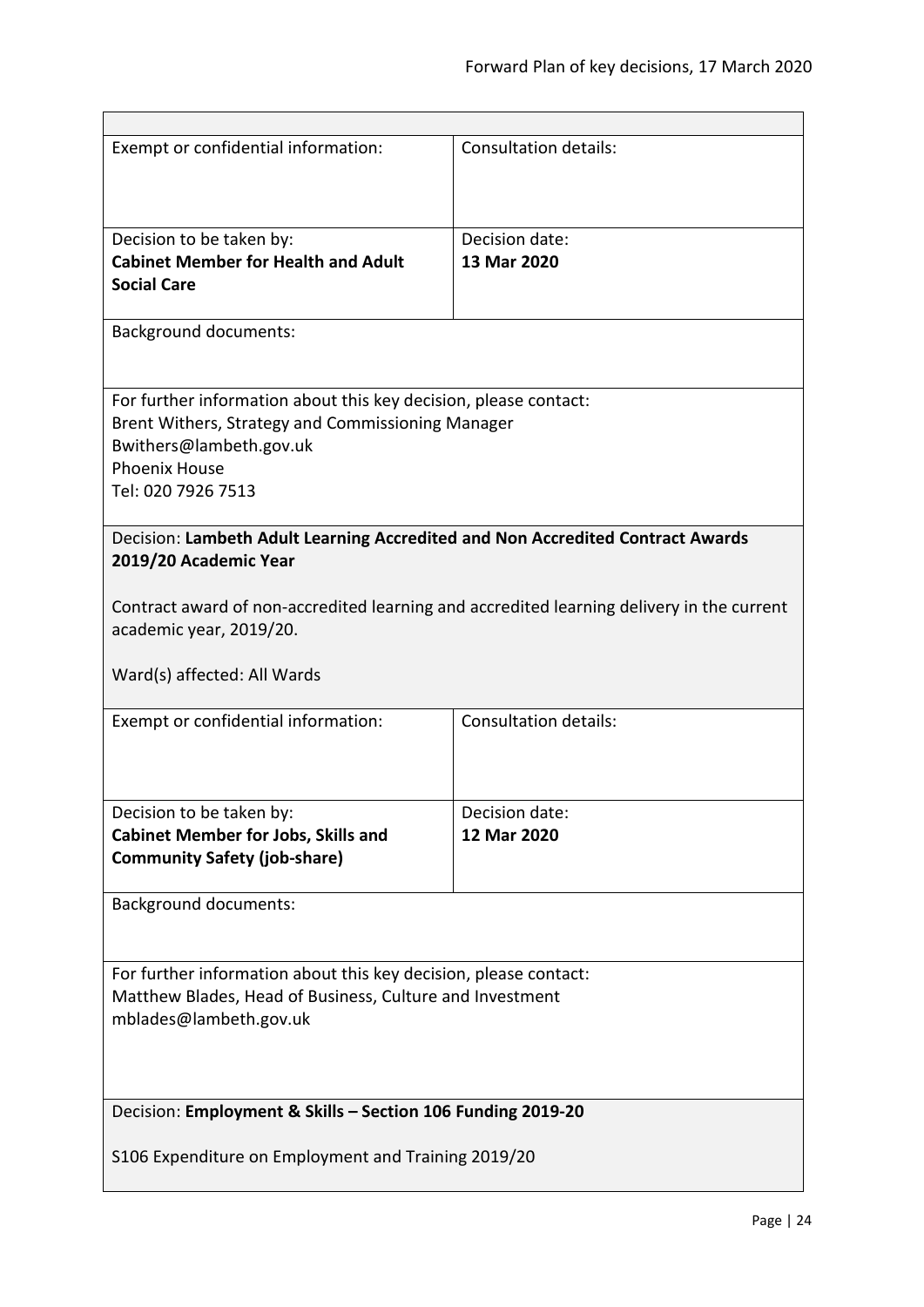| Exempt or confidential information: | Consultation details: |
|---|---|
| Decision to be taken by:<br>**Cabinet Member for Health and Adult Social Care** | Decision date:<br>**13 Mar 2020** |

Background documents:

For further information about this key decision, please contact:
Brent Withers, Strategy and Commissioning Manager
Bwithers@lambeth.gov.uk
Phoenix House
Tel: 020 7926 7513

Decision: **Lambeth Adult Learning Accredited and Non Accredited Contract Awards 2019/20 Academic Year**

Contract award of non-accredited learning and accredited learning delivery in the current academic year, 2019/20.

Ward(s) affected: All Wards

| Exempt or confidential information: | Consultation details: |
|---|---|
| Decision to be taken by:<br>**Cabinet Member for Jobs, Skills and Community Safety (job-share)** | Decision date:<br>**12 Mar 2020** |

Background documents:

For further information about this key decision, please contact:
Matthew Blades, Head of Business, Culture and Investment
mblades@lambeth.gov.uk

Decision: **Employment & Skills – Section 106 Funding 2019-20**

S106 Expenditure on Employment and Training 2019/20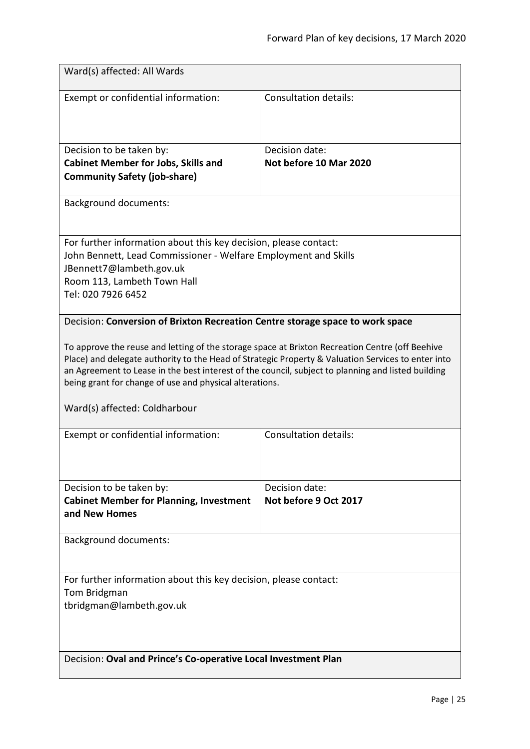Ward(s) affected: All Wards

| Exempt or confidential information: | Consultation details: |
| --- | --- |
| Decision to be taken by:<br>**Cabinet Member for Jobs, Skills and Community Safety (job-share)** | Decision date:<br>**Not before 10 Mar 2020** |

Background documents:

For further information about this key decision, please contact:
John Bennett, Lead Commissioner - Welfare Employment and Skills
JBennett7@lambeth.gov.uk
Room 113, Lambeth Town Hall
Tel: 020 7926 6452

Decision: **Conversion of Brixton Recreation Centre storage space to work space**

To approve the reuse and letting of the storage space at Brixton Recreation Centre (off Beehive Place) and delegate authority to the Head of Strategic Property & Valuation Services to enter into an Agreement to Lease in the best interest of the council, subject to planning and listed building being grant for change of use and physical alterations.

Ward(s) affected: Coldharbour

| Exempt or confidential information: | Consultation details: |
| --- | --- |
| Decision to be taken by:<br>**Cabinet Member for Planning, Investment and New Homes** | Decision date:<br>**Not before 9 Oct 2017** |

Background documents:

For further information about this key decision, please contact:
Tom Bridgman
tbridgman@lambeth.gov.uk

Decision: **Oval and Prince's Co-operative Local Investment Plan**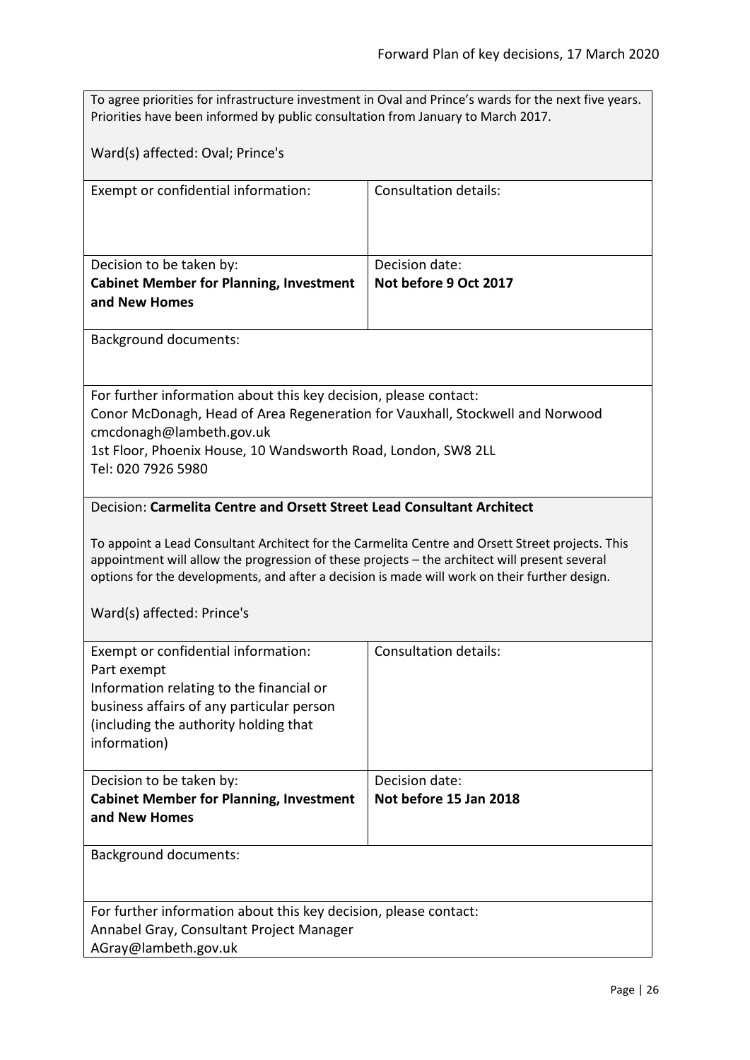To agree priorities for infrastructure investment in Oval and Prince's wards for the next five years. Priorities have been informed by public consultation from January to March 2017.

Ward(s) affected: Oval; Prince's

| Exempt or confidential information: | Consultation details: |
|---|---|
| Decision to be taken by: **Cabinet Member for Planning, Investment and New Homes** | Decision date: **Not before 9 Oct 2017** |

Background documents:

For further information about this key decision, please contact:
Conor McDonagh, Head of Area Regeneration for Vauxhall, Stockwell and Norwood
cmcdonagh@lambeth.gov.uk
1st Floor, Phoenix House, 10 Wandsworth Road, London, SW8 2LL
Tel: 020 7926 5980

Decision: **Carmelita Centre and Orsett Street Lead Consultant Architect**

To appoint a Lead Consultant Architect for the Carmelita Centre and Orsett Street projects. This appointment will allow the progression of these projects – the architect will present several options for the developments, and after a decision is made will work on their further design.

Ward(s) affected: Prince's

| Exempt or confidential information: Part exempt Information relating to the financial or business affairs of any particular person (including the authority holding that information) | Consultation details: |
|---|---|
| Decision to be taken by: **Cabinet Member for Planning, Investment and New Homes** | Decision date: **Not before 15 Jan 2018** |

Background documents:

For further information about this key decision, please contact:
Annabel Gray, Consultant Project Manager
AGray@lambeth.gov.uk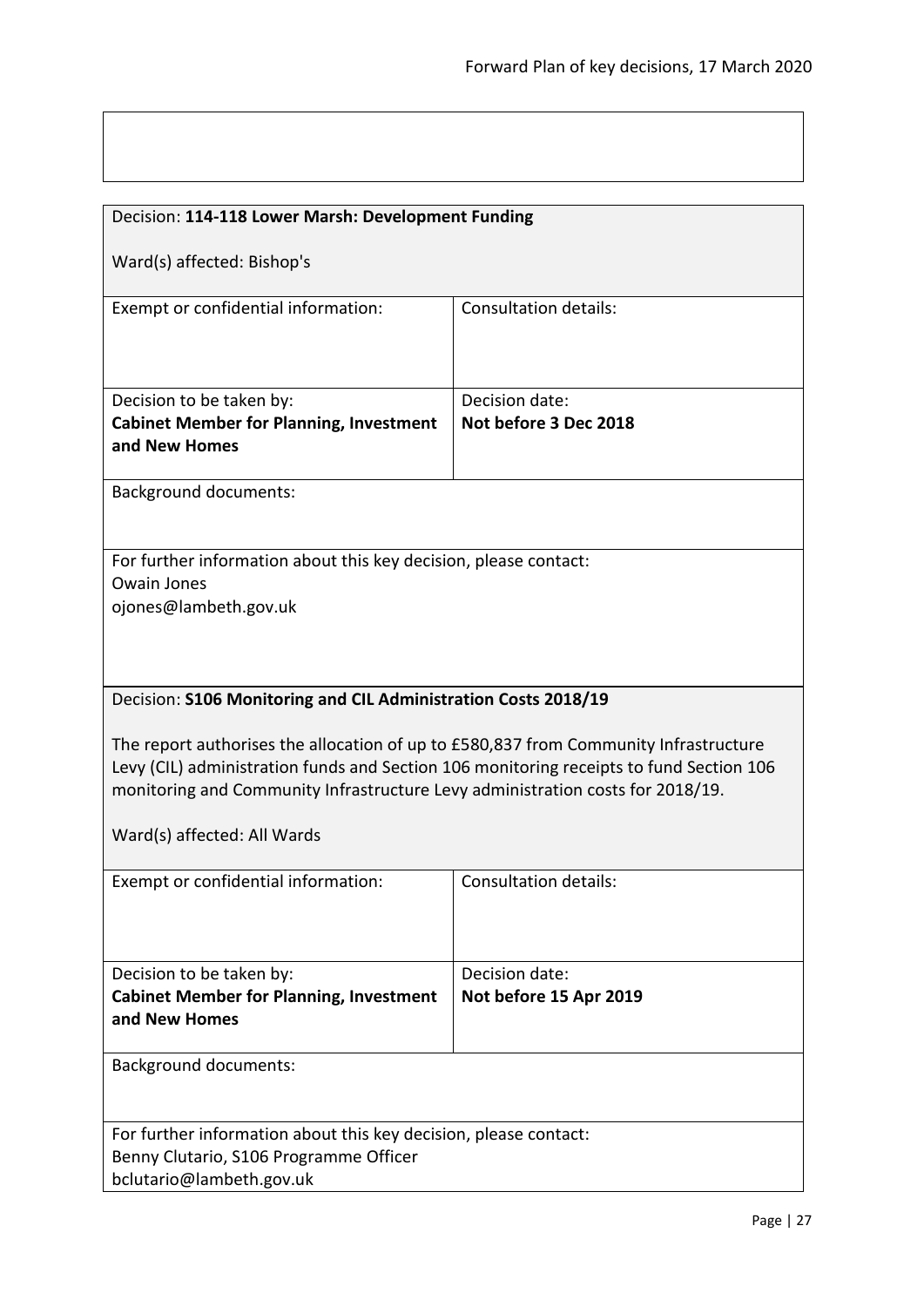Decision: **114-118 Lower Marsh: Development Funding**

Ward(s) affected: Bishop's

| Exempt or confidential information: | Consultation details: |
| --- | --- |
| Decision to be taken by: **Cabinet Member for Planning, Investment and New Homes** | Decision date: **Not before 3 Dec 2018** |

Background documents:

For further information about this key decision, please contact:
Owain Jones
ojones@lambeth.gov.uk

Decision: **S106 Monitoring and CIL Administration Costs 2018/19**

The report authorises the allocation of up to £580,837 from Community Infrastructure Levy (CIL) administration funds and Section 106 monitoring receipts to fund Section 106 monitoring and Community Infrastructure Levy administration costs for 2018/19.

Ward(s) affected: All Wards

| Exempt or confidential information: | Consultation details: |
| --- | --- |
| Decision to be taken by: **Cabinet Member for Planning, Investment and New Homes** | Decision date: **Not before 15 Apr 2019** |

Background documents:

For further information about this key decision, please contact:
Benny Clutario, S106 Programme Officer
bclutario@lambeth.gov.uk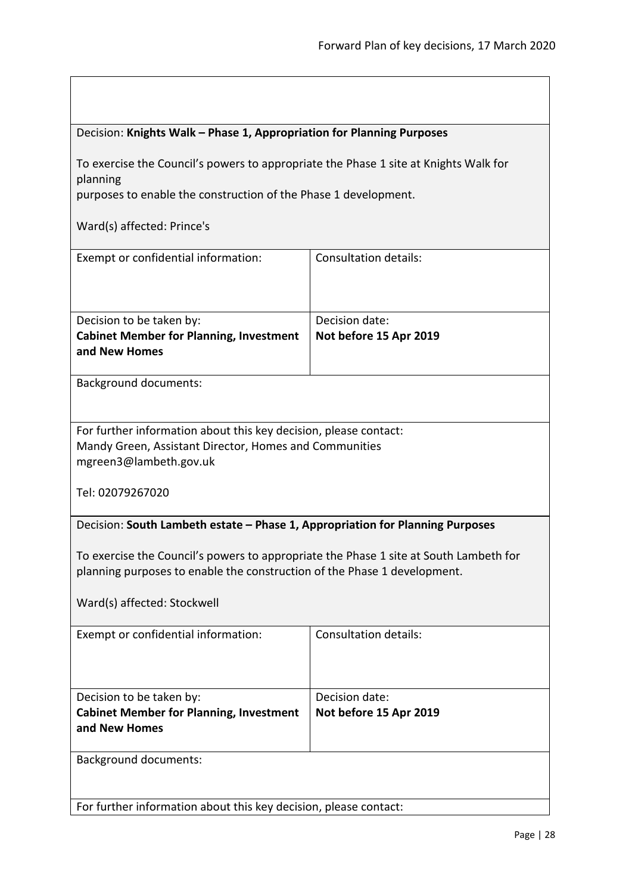Decision: **Knights Walk – Phase 1, Appropriation for Planning Purposes**

To exercise the Council's powers to appropriate the Phase 1 site at Knights Walk for planning
purposes to enable the construction of the Phase 1 development.

Ward(s) affected: Prince's

| Exempt or confidential information: | Consultation details: |
|---|---|
| Decision to be taken by: **Cabinet Member for Planning, Investment and New Homes** | Decision date: **Not before 15 Apr 2019** |

Background documents:

For further information about this key decision, please contact:
Mandy Green, Assistant Director, Homes and Communities
mgreen3@lambeth.gov.uk

Tel: 02079267020

Decision: **South Lambeth estate – Phase 1, Appropriation for Planning Purposes**

To exercise the Council's powers to appropriate the Phase 1 site at South Lambeth for planning purposes to enable the construction of the Phase 1 development.

Ward(s) affected: Stockwell

| Exempt or confidential information: | Consultation details: |
|---|---|
| Decision to be taken by: **Cabinet Member for Planning, Investment and New Homes** | Decision date: **Not before 15 Apr 2019** |

Background documents:

For further information about this key decision, please contact: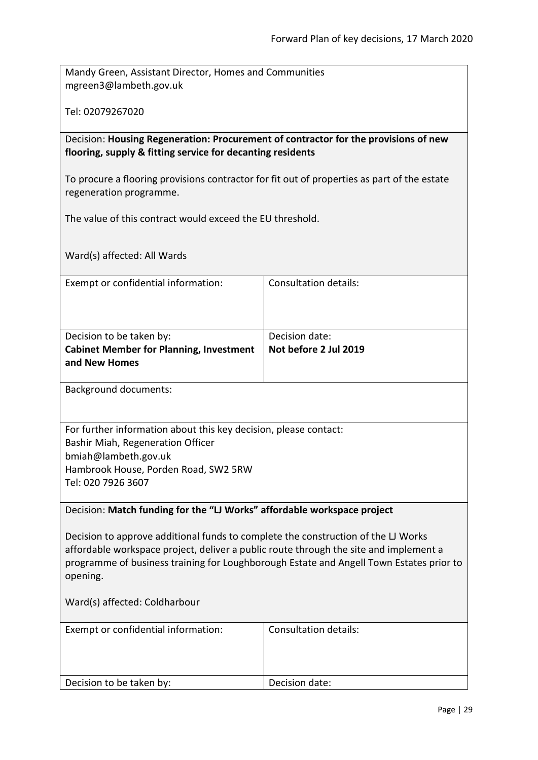Mandy Green, Assistant Director, Homes and Communities
mgreen3@lambeth.gov.uk

Tel: 02079267020

Decision: **Housing Regeneration: Procurement of contractor for the provisions of new flooring, supply & fitting service for decanting residents**

To procure a flooring provisions contractor for fit out of properties as part of the estate regeneration programme.

The value of this contract would exceed the EU threshold.

Ward(s) affected: All Wards

| Exempt or confidential information: | Consultation details: |
|---|---|
| Decision to be taken by:<br>**Cabinet Member for Planning, Investment and New Homes** | Decision date:<br>**Not before 2 Jul 2019** |

Background documents:

For further information about this key decision, please contact:
Bashir Miah, Regeneration Officer
bmiah@lambeth.gov.uk
Hambrook House, Porden Road, SW2 5RW
Tel: 020 7926 3607

Decision: **Match funding for the "LJ Works" affordable workspace project**

Decision to approve additional funds to complete the construction of the LJ Works affordable workspace project, deliver a public route through the site and implement a programme of business training for Loughborough Estate and Angell Town Estates prior to opening.

Ward(s) affected: Coldharbour

| Exempt or confidential information: | Consultation details: |
|---|---|
| Decision to be taken by: | Decision date: |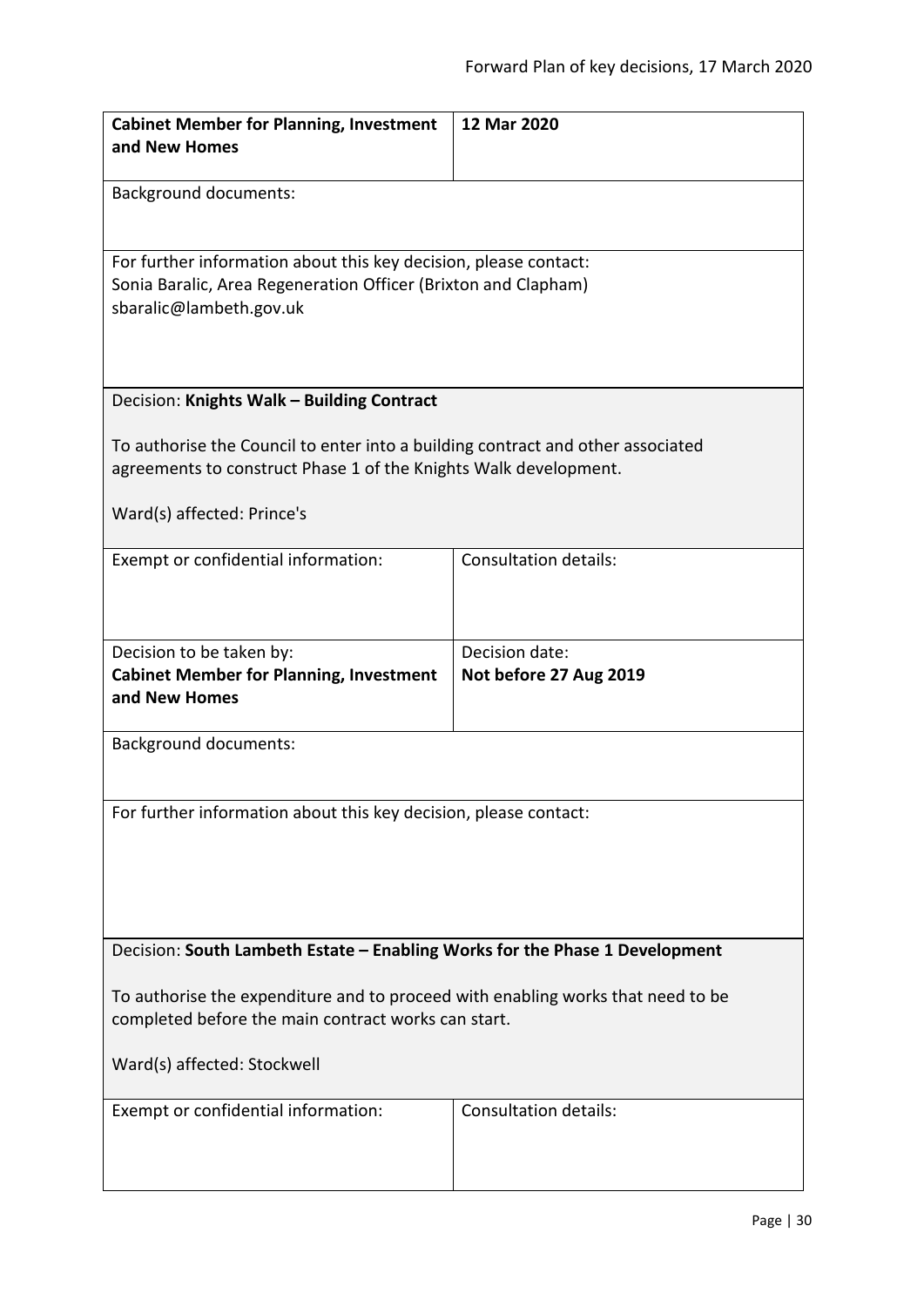| **Cabinet Member for Planning, Investment and New Homes** | **12 Mar 2020** |
|---|---|

Background documents:

For further information about this key decision, please contact:
Sonia Baralic, Area Regeneration Officer (Brixton and Clapham)
sbaralic@lambeth.gov.uk

Decision: **Knights Walk – Building Contract**

To authorise the Council to enter into a building contract and other associated agreements to construct Phase 1 of the Knights Walk development.

Ward(s) affected: Prince's

| Exempt or confidential information: | Consultation details: |
|---|---|
| Decision to be taken by: **Cabinet Member for Planning, Investment and New Homes** | Decision date: **Not before 27 Aug 2019** |

Background documents:

For further information about this key decision, please contact:

Decision: **South Lambeth Estate – Enabling Works for the Phase 1 Development**

To authorise the expenditure and to proceed with enabling works that need to be completed before the main contract works can start.

Ward(s) affected: Stockwell

| Exempt or confidential information: | Consultation details: |
|---|---|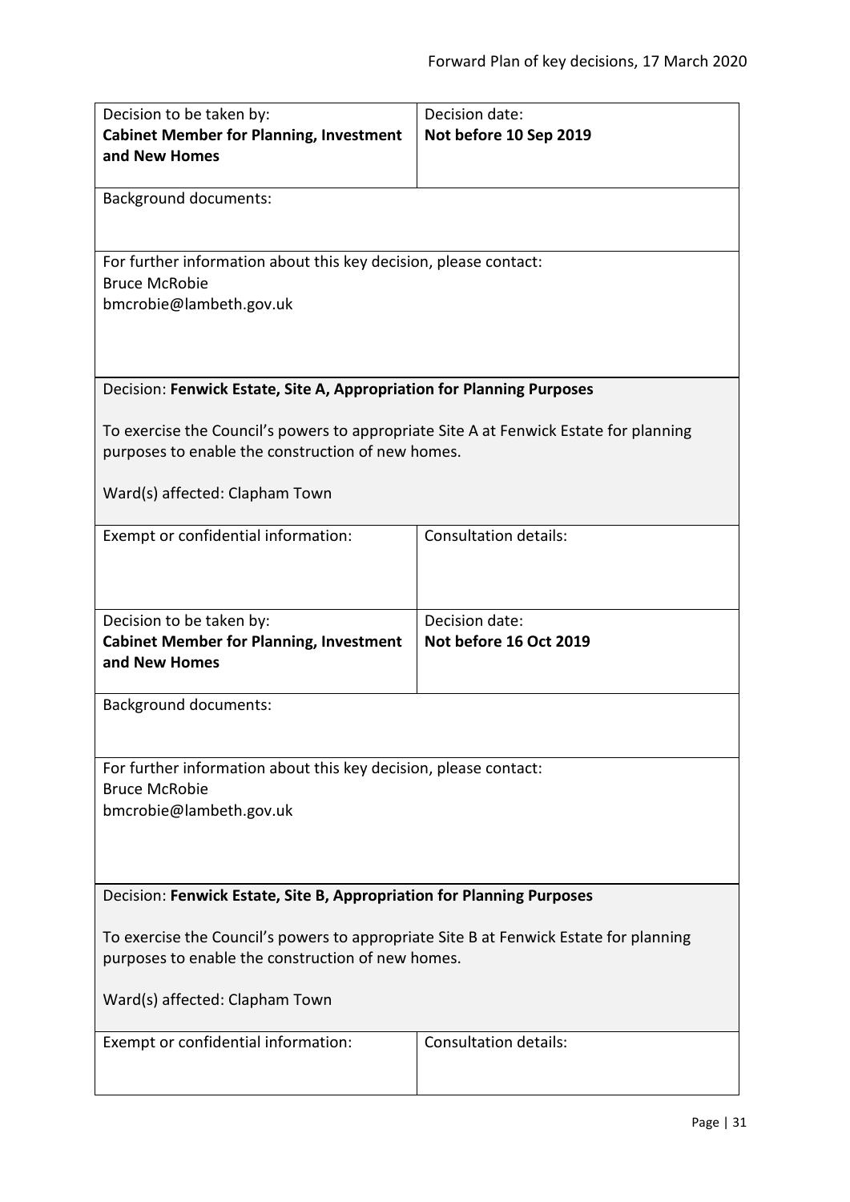| Decision to be taken by: **Cabinet Member for Planning, Investment and New Homes** | Decision date: **Not before 10 Sep 2019** |
|---|---|
| Background documents: | |
| For further information about this key decision, please contact: Bruce McRobie bmcrobie@lambeth.gov.uk | |

Decision: **Fenwick Estate, Site A, Appropriation for Planning Purposes**

To exercise the Council's powers to appropriate Site A at Fenwick Estate for planning purposes to enable the construction of new homes.

Ward(s) affected: Clapham Town

| Exempt or confidential information: | Consultation details: |
|---|---|
| Decision to be taken by: **Cabinet Member for Planning, Investment and New Homes** | Decision date: **Not before 16 Oct 2019** |
| Background documents: | |
| For further information about this key decision, please contact: Bruce McRobie bmcrobie@lambeth.gov.uk | |

Decision: **Fenwick Estate, Site B, Appropriation for Planning Purposes**

To exercise the Council's powers to appropriate Site B at Fenwick Estate for planning purposes to enable the construction of new homes.

Ward(s) affected: Clapham Town

| Exempt or confidential information: | Consultation details: |
|---|---|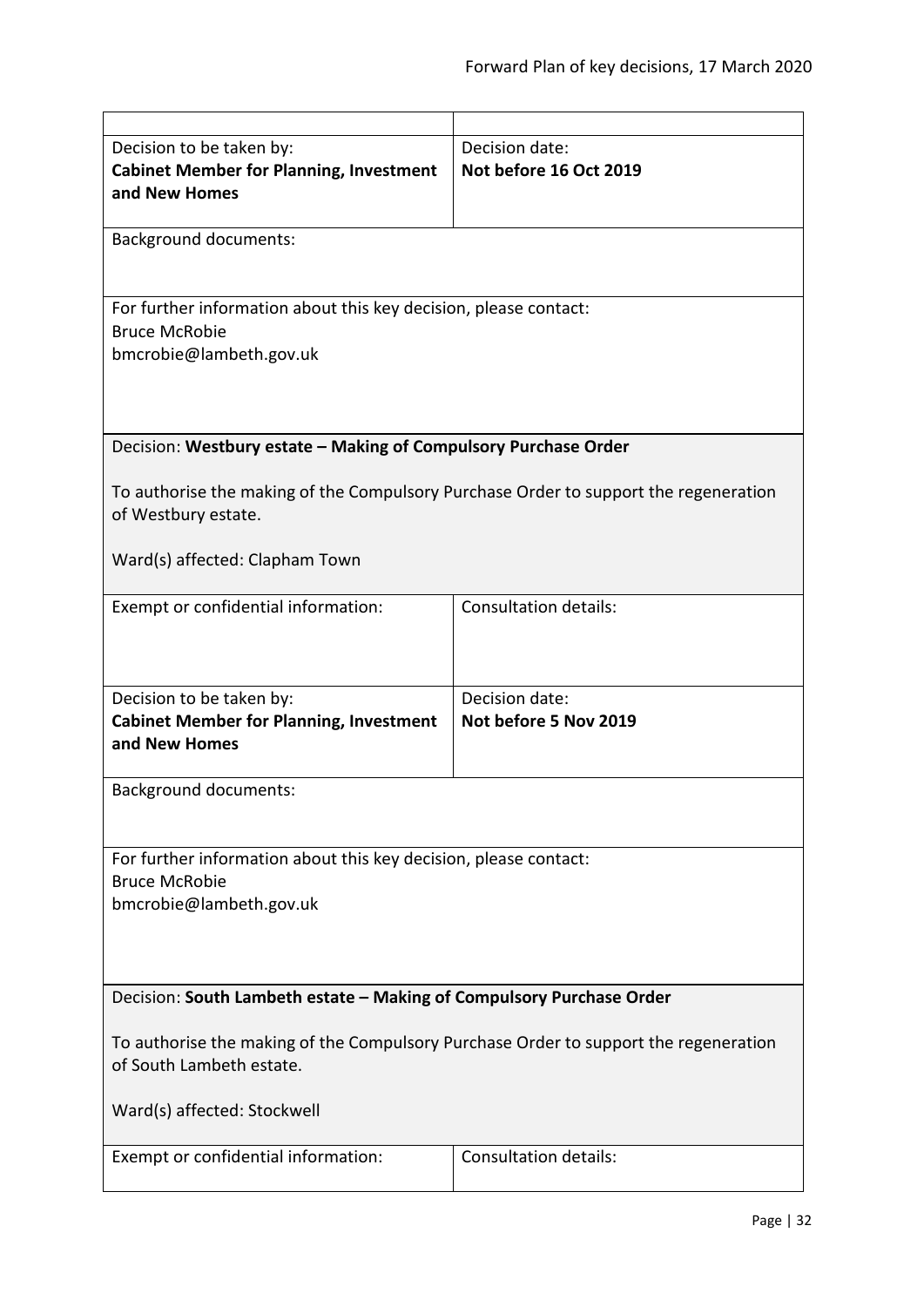| | |
|---|---|
| Decision to be taken by:<br>**Cabinet Member for Planning, Investment and New Homes** | Decision date:<br>**Not before 16 Oct 2019** |
| Background documents: | |
| For further information about this key decision, please contact:<br>Bruce McRobie<br>bmcrobie@lambeth.gov.uk | |

Decision: **Westbury estate – Making of Compulsory Purchase Order**

To authorise the making of the Compulsory Purchase Order to support the regeneration of Westbury estate.

Ward(s) affected: Clapham Town

| | |
|---|---|
| Exempt or confidential information: | Consultation details: |
| Decision to be taken by:<br>**Cabinet Member for Planning, Investment and New Homes** | Decision date:<br>**Not before 5 Nov 2019** |
| Background documents: | |
| For further information about this key decision, please contact:<br>Bruce McRobie<br>bmcrobie@lambeth.gov.uk | |

Decision: **South Lambeth estate – Making of Compulsory Purchase Order**

To authorise the making of the Compulsory Purchase Order to support the regeneration of South Lambeth estate.

Ward(s) affected: Stockwell

| | |
|---|---|
| Exempt or confidential information: | Consultation details: |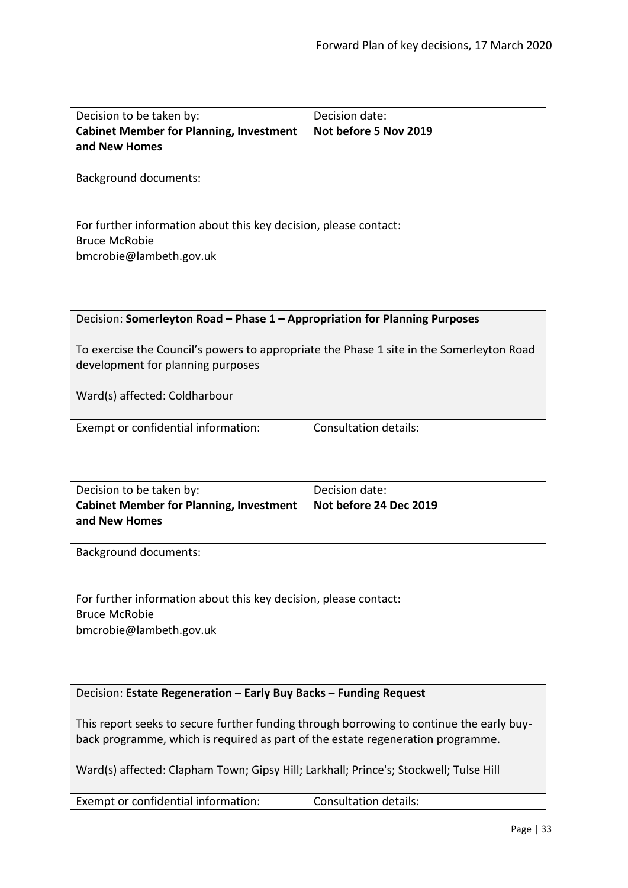| | |
|---|---|
| | |
| Decision to be taken by:<br>**Cabinet Member for Planning, Investment and New Homes** | Decision date:<br>**Not before 5 Nov 2019** |

Background documents:

For further information about this key decision, please contact:
Bruce McRobie
bmcrobie@lambeth.gov.uk

Decision: **Somerleyton Road – Phase 1 – Appropriation for Planning Purposes**

To exercise the Council's powers to appropriate the Phase 1 site in the Somerleyton Road development for planning purposes

Ward(s) affected: Coldharbour

| | |
|---|---|
| Exempt or confidential information: | Consultation details: |
| Decision to be taken by:<br>**Cabinet Member for Planning, Investment and New Homes** | Decision date:<br>**Not before 24 Dec 2019** |

Background documents:

For further information about this key decision, please contact:
Bruce McRobie
bmcrobie@lambeth.gov.uk

Decision: **Estate Regeneration – Early Buy Backs – Funding Request**

This report seeks to secure further funding through borrowing to continue the early buy-back programme, which is required as part of the estate regeneration programme.

Ward(s) affected: Clapham Town; Gipsy Hill; Larkhall; Prince's; Stockwell; Tulse Hill

| | |
|---|---|
| Exempt or confidential information: | Consultation details: |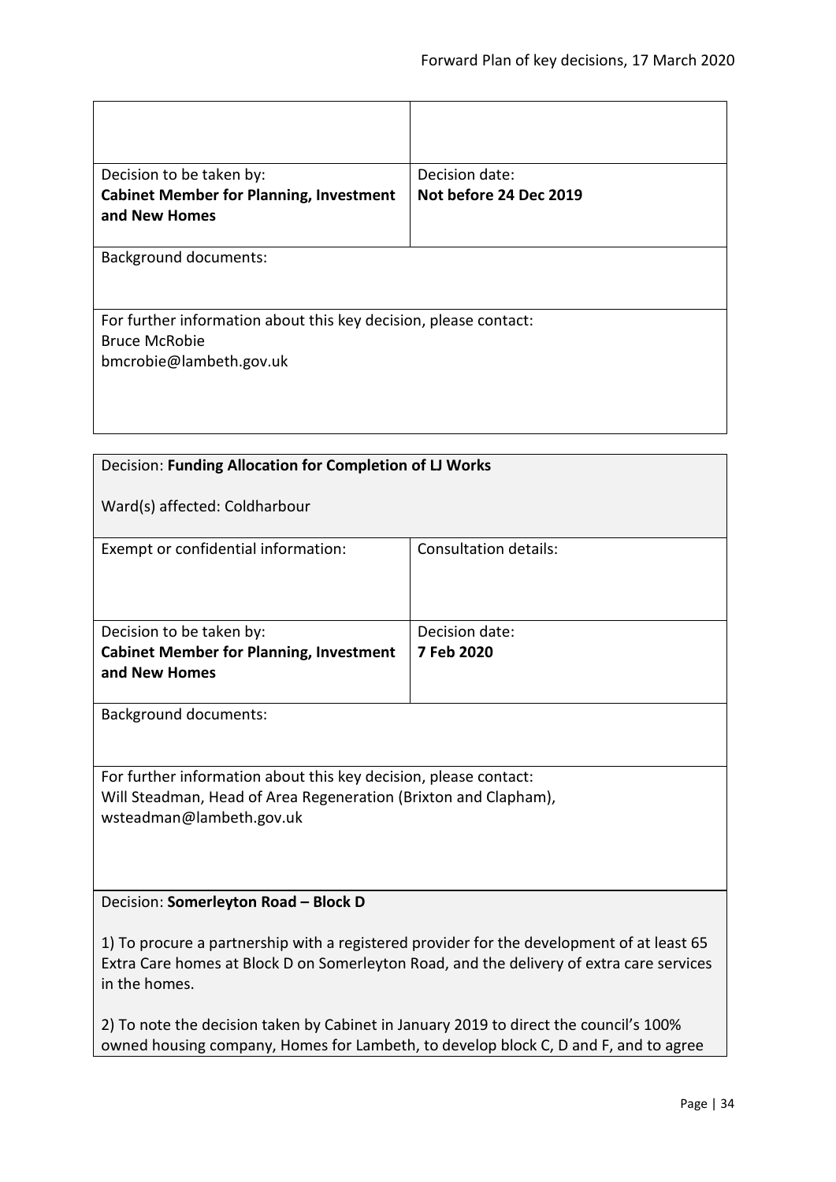| | |
|---|---|
| | |
| Decision to be taken by: **Cabinet Member for Planning, Investment and New Homes** | Decision date: **Not before 24 Dec 2019** |
| Background documents: | |
| For further information about this key decision, please contact: Bruce McRobie bmcrobie@lambeth.gov.uk | |

Decision: **Funding Allocation for Completion of LJ Works**

Ward(s) affected: Coldharbour

| | |
|---|---|
| Exempt or confidential information: | Consultation details: |
| Decision to be taken by: **Cabinet Member for Planning, Investment and New Homes** | Decision date: **7 Feb 2020** |
| Background documents: | |
| For further information about this key decision, please contact: Will Steadman, Head of Area Regeneration (Brixton and Clapham), wsteadman@lambeth.gov.uk | |

Decision: **Somerleyton Road – Block D**

1) To procure a partnership with a registered provider for the development of at least 65 Extra Care homes at Block D on Somerleyton Road, and the delivery of extra care services in the homes.

2) To note the decision taken by Cabinet in January 2019 to direct the council's 100% owned housing company, Homes for Lambeth, to develop block C, D and F, and to agree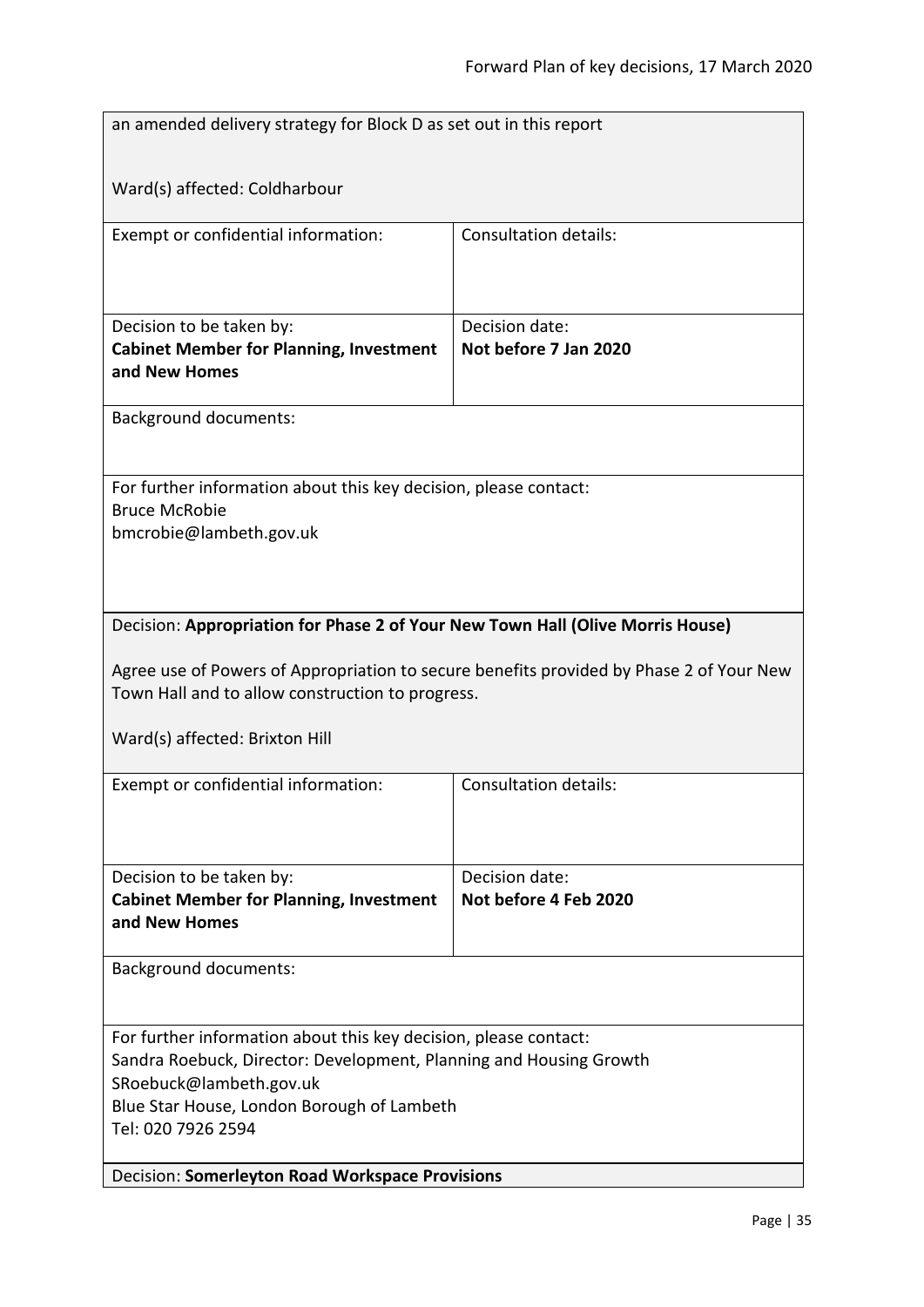an amended delivery strategy for Block D as set out in this report

Ward(s) affected: Coldharbour

| Exempt or confidential information: | Consultation details: |
| --- | --- |
| Decision to be taken by:<br>**Cabinet Member for Planning, Investment and New Homes** | Decision date:<br>**Not before 7 Jan 2020** |

Background documents:

For further information about this key decision, please contact:
Bruce McRobie
bmcrobie@lambeth.gov.uk

Decision: **Appropriation for Phase 2 of Your New Town Hall (Olive Morris House)**

Agree use of Powers of Appropriation to secure benefits provided by Phase 2 of Your New Town Hall and to allow construction to progress.

Ward(s) affected: Brixton Hill

| Exempt or confidential information: | Consultation details: |
| --- | --- |
| Decision to be taken by:<br>**Cabinet Member for Planning, Investment and New Homes** | Decision date:<br>**Not before 4 Feb 2020** |

Background documents:

For further information about this key decision, please contact:
Sandra Roebuck, Director: Development, Planning and Housing Growth
SRoebuck@lambeth.gov.uk
Blue Star House, London Borough of Lambeth
Tel: 020 7926 2594

Decision: **Somerleyton Road Workspace Provisions**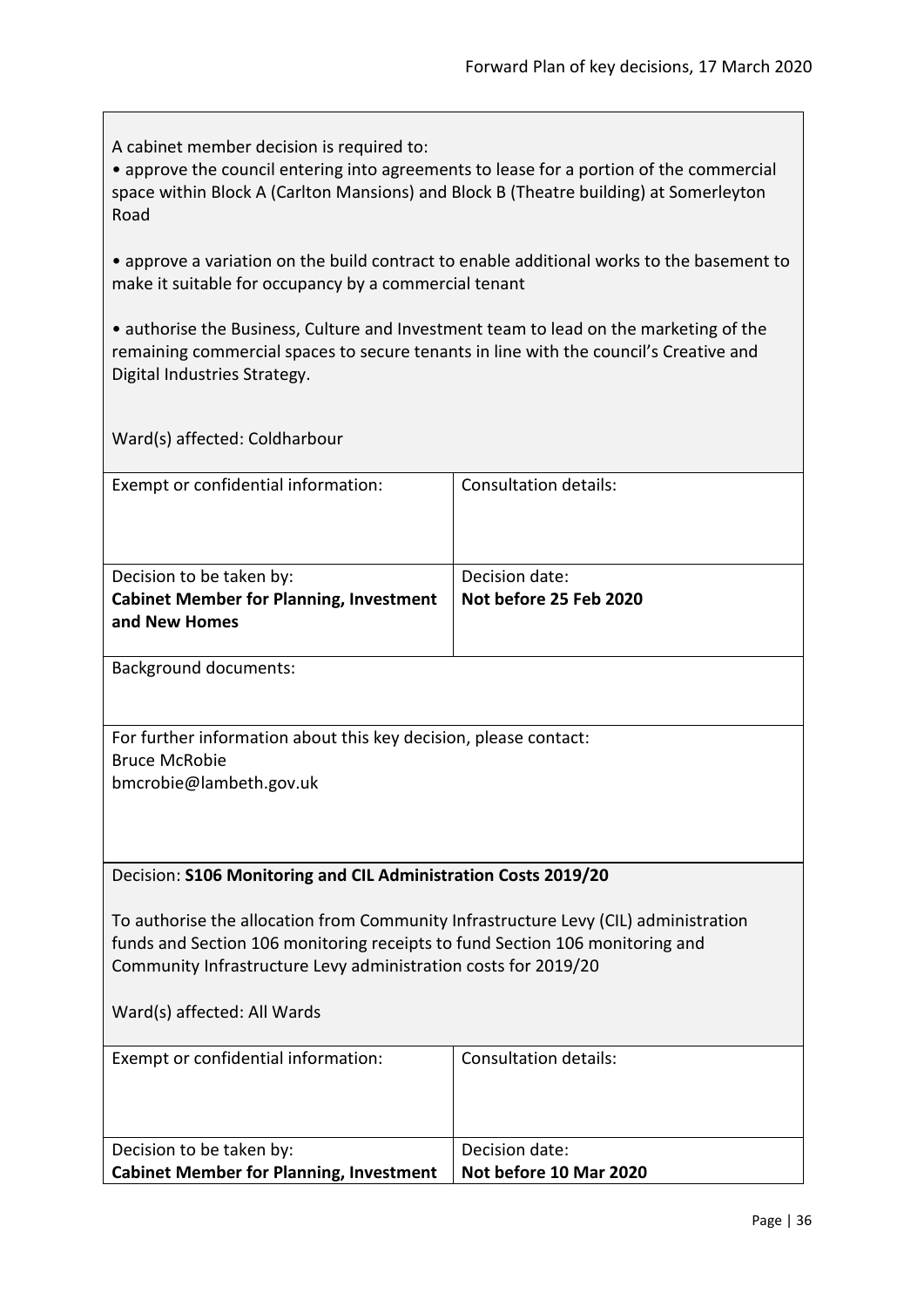A cabinet member decision is required to:

• approve the council entering into agreements to lease for a portion of the commercial space within Block A (Carlton Mansions) and Block B (Theatre building) at Somerleyton Road

• approve a variation on the build contract to enable additional works to the basement to make it suitable for occupancy by a commercial tenant

• authorise the Business, Culture and Investment team to lead on the marketing of the remaining commercial spaces to secure tenants in line with the council's Creative and Digital Industries Strategy.

Ward(s) affected: Coldharbour

| Exempt or confidential information: | Consultation details: |
|---|---|
| Decision to be taken by:<br>**Cabinet Member for Planning, Investment and New Homes** | Decision date:<br>**Not before 25 Feb 2020** |

Background documents:

For further information about this key decision, please contact:
Bruce McRobie
bmcrobie@lambeth.gov.uk

Decision: **S106 Monitoring and CIL Administration Costs 2019/20**

To authorise the allocation from Community Infrastructure Levy (CIL) administration funds and Section 106 monitoring receipts to fund Section 106 monitoring and Community Infrastructure Levy administration costs for 2019/20

Ward(s) affected: All Wards

| Exempt or confidential information: | Consultation details: |
|---|---|
| Decision to be taken by:<br>**Cabinet Member for Planning, Investment** | Decision date:<br>**Not before 10 Mar 2020** |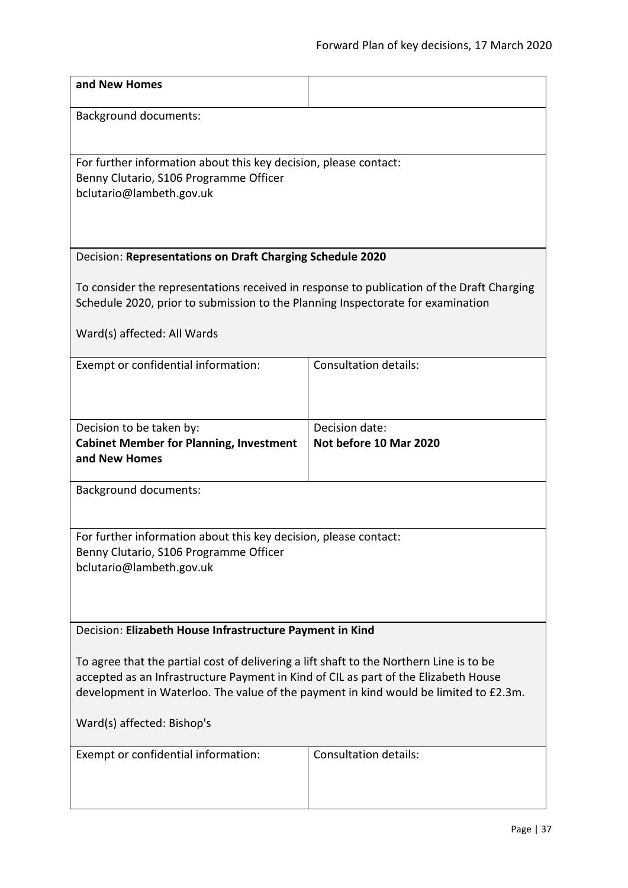| **and New Homes** | |
|---|---|

Background documents:

For further information about this key decision, please contact:
Benny Clutario, S106 Programme Officer
bclutario@lambeth.gov.uk

Decision: **Representations on Draft Charging Schedule 2020**

To consider the representations received in response to publication of the Draft Charging Schedule 2020, prior to submission to the Planning Inspectorate for examination

Ward(s) affected: All Wards

| Exempt or confidential information: | Consultation details: |
|---|---|
| Decision to be taken by:<br>**Cabinet Member for Planning, Investment and New Homes** | Decision date:<br>**Not before 10 Mar 2020** |

Background documents:

For further information about this key decision, please contact:
Benny Clutario, S106 Programme Officer
bclutario@lambeth.gov.uk

Decision: **Elizabeth House Infrastructure Payment in Kind**

To agree that the partial cost of delivering a lift shaft to the Northern Line is to be accepted as an Infrastructure Payment in Kind of CIL as part of the Elizabeth House development in Waterloo. The value of the payment in kind would be limited to £2.3m.

Ward(s) affected: Bishop's

| Exempt or confidential information: | Consultation details: |
|---|---|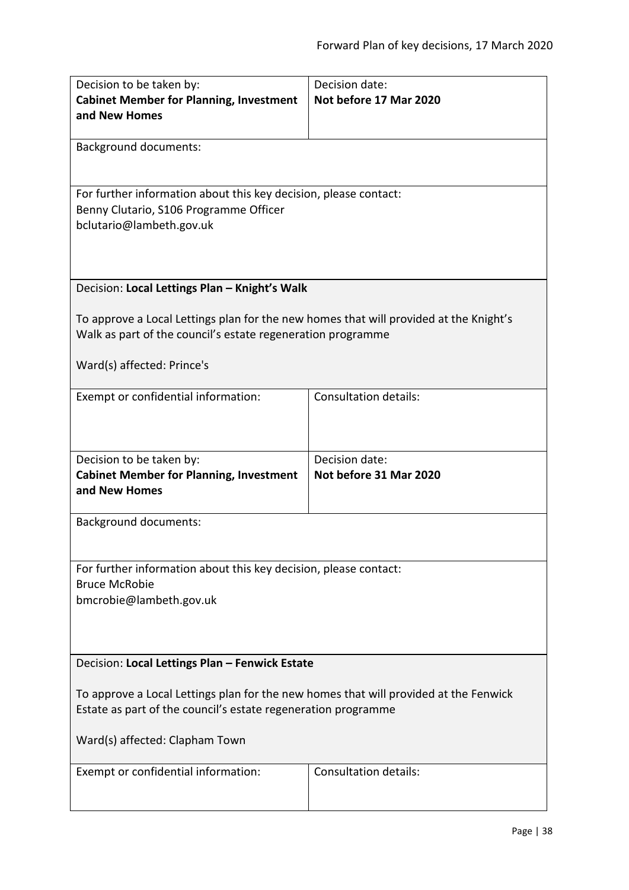| Decision to be taken by: **Cabinet Member for Planning, Investment and New Homes** | Decision date: **Not before 17 Mar 2020** |
| --- | --- |
| Background documents: | |
| For further information about this key decision, please contact: Benny Clutario, S106 Programme Officer bclutario@lambeth.gov.uk | |

Decision: **Local Lettings Plan – Knight's Walk**

To approve a Local Lettings plan for the new homes that will provided at the Knight's Walk as part of the council's estate regeneration programme

Ward(s) affected: Prince's

| Exempt or confidential information: | Consultation details: |
| --- | --- |
| Decision to be taken by: **Cabinet Member for Planning, Investment and New Homes** | Decision date: **Not before 31 Mar 2020** |
| Background documents: | |
| For further information about this key decision, please contact: Bruce McRobie bmcrobie@lambeth.gov.uk | |

Decision: **Local Lettings Plan – Fenwick Estate**

To approve a Local Lettings plan for the new homes that will provided at the Fenwick Estate as part of the council's estate regeneration programme

Ward(s) affected: Clapham Town

| Exempt or confidential information: | Consultation details: |
| --- | --- |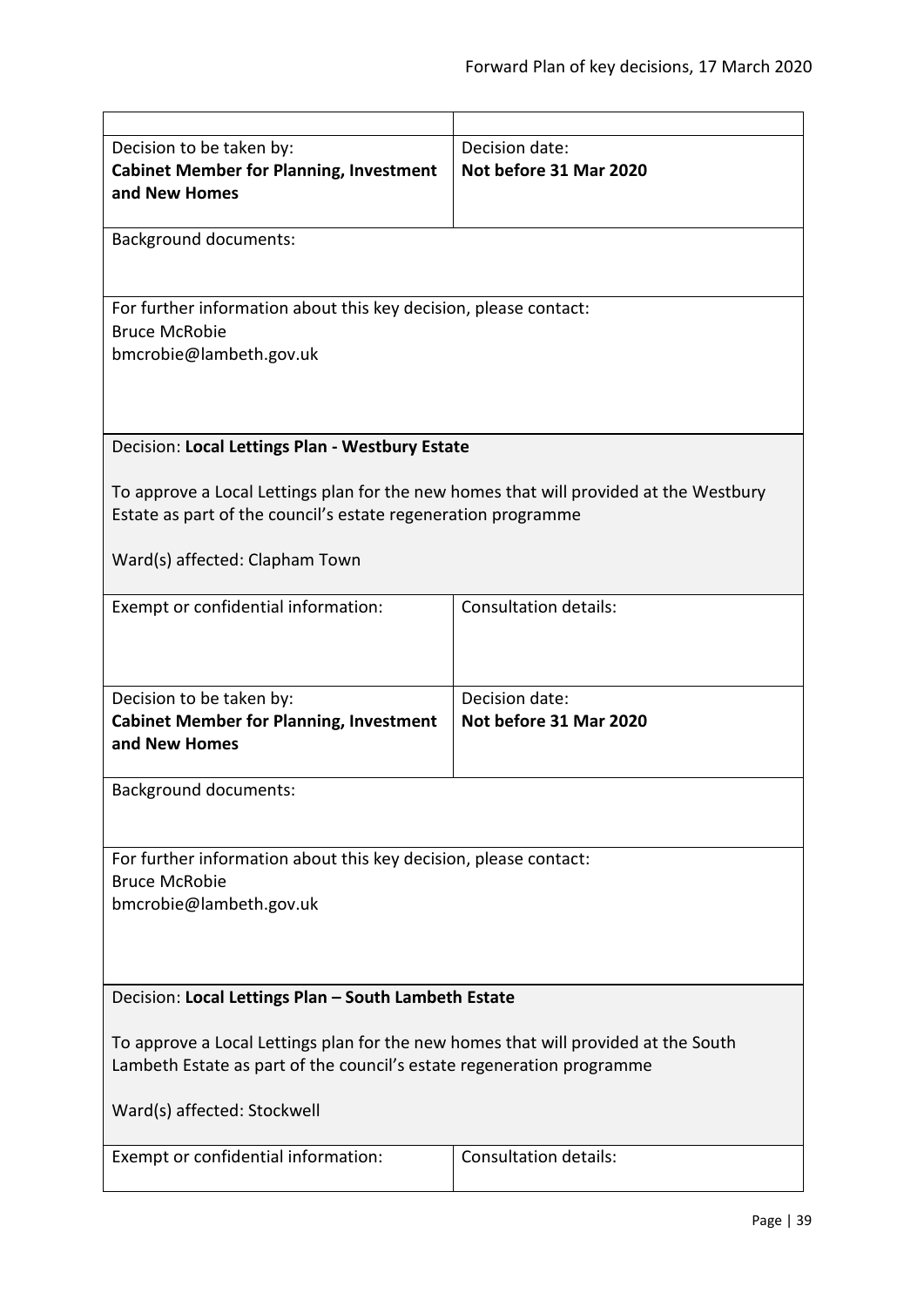| | |
|---|---|
| Decision to be taken by:<br>**Cabinet Member for Planning, Investment and New Homes** | Decision date:<br>**Not before 31 Mar 2020** |
| Background documents: | |
| For further information about this key decision, please contact:<br>Bruce McRobie<br>bmcrobie@lambeth.gov.uk | |

Decision: **Local Lettings Plan - Westbury Estate**

To approve a Local Lettings plan for the new homes that will provided at the Westbury Estate as part of the council's estate regeneration programme

Ward(s) affected: Clapham Town

| | |
|---|---|
| Exempt or confidential information: | Consultation details: |
| Decision to be taken by:<br>**Cabinet Member for Planning, Investment and New Homes** | Decision date:<br>**Not before 31 Mar 2020** |
| Background documents: | |
| For further information about this key decision, please contact:<br>Bruce McRobie<br>bmcrobie@lambeth.gov.uk | |

Decision: **Local Lettings Plan – South Lambeth Estate**

To approve a Local Lettings plan for the new homes that will provided at the South Lambeth Estate as part of the council's estate regeneration programme

Ward(s) affected: Stockwell

| | |
|---|---|
| Exempt or confidential information: | Consultation details: |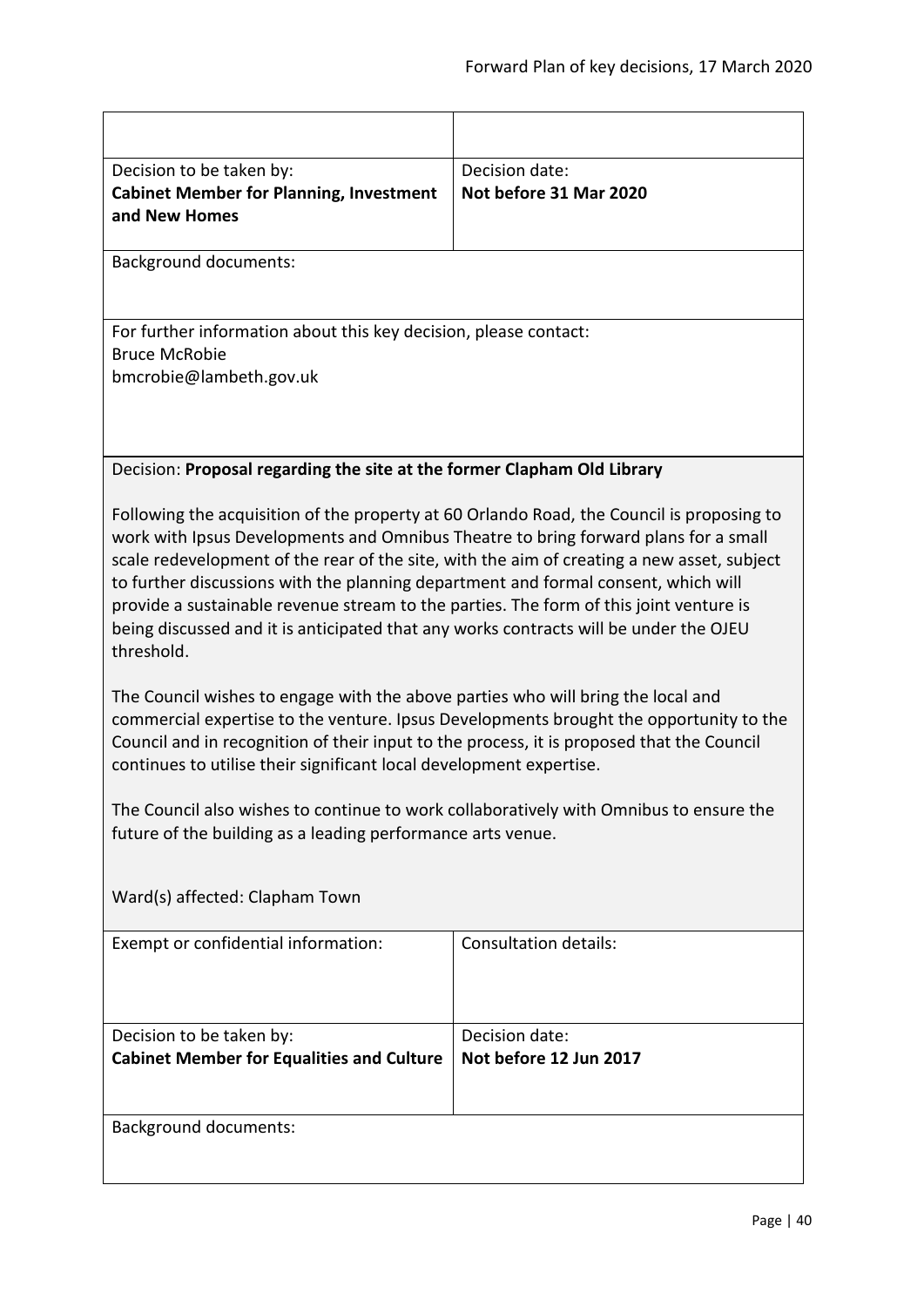| | |
|---|---|
| | |
| Decision to be taken by:<br>**Cabinet Member for Planning, Investment and New Homes** | Decision date:<br>**Not before 31 Mar 2020** |
| Background documents: | |
| For further information about this key decision, please contact:<br>Bruce McRobie<br>bmcrobie@lambeth.gov.uk | |

Decision: **Proposal regarding the site at the former Clapham Old Library**

Following the acquisition of the property at 60 Orlando Road, the Council is proposing to work with Ipsus Developments and Omnibus Theatre to bring forward plans for a small scale redevelopment of the rear of the site, with the aim of creating a new asset, subject to further discussions with the planning department and formal consent, which will provide a sustainable revenue stream to the parties. The form of this joint venture is being discussed and it is anticipated that any works contracts will be under the OJEU threshold.

The Council wishes to engage with the above parties who will bring the local and commercial expertise to the venture. Ipsus Developments brought the opportunity to the Council and in recognition of their input to the process, it is proposed that the Council continues to utilise their significant local development expertise.

The Council also wishes to continue to work collaboratively with Omnibus to ensure the future of the building as a leading performance arts venue.

Ward(s) affected: Clapham Town

| | |
|---|---|
| Exempt or confidential information: | Consultation details: |
| Decision to be taken by:<br>**Cabinet Member for Equalities and Culture** | Decision date:<br>**Not before 12 Jun 2017** |
| Background documents: | |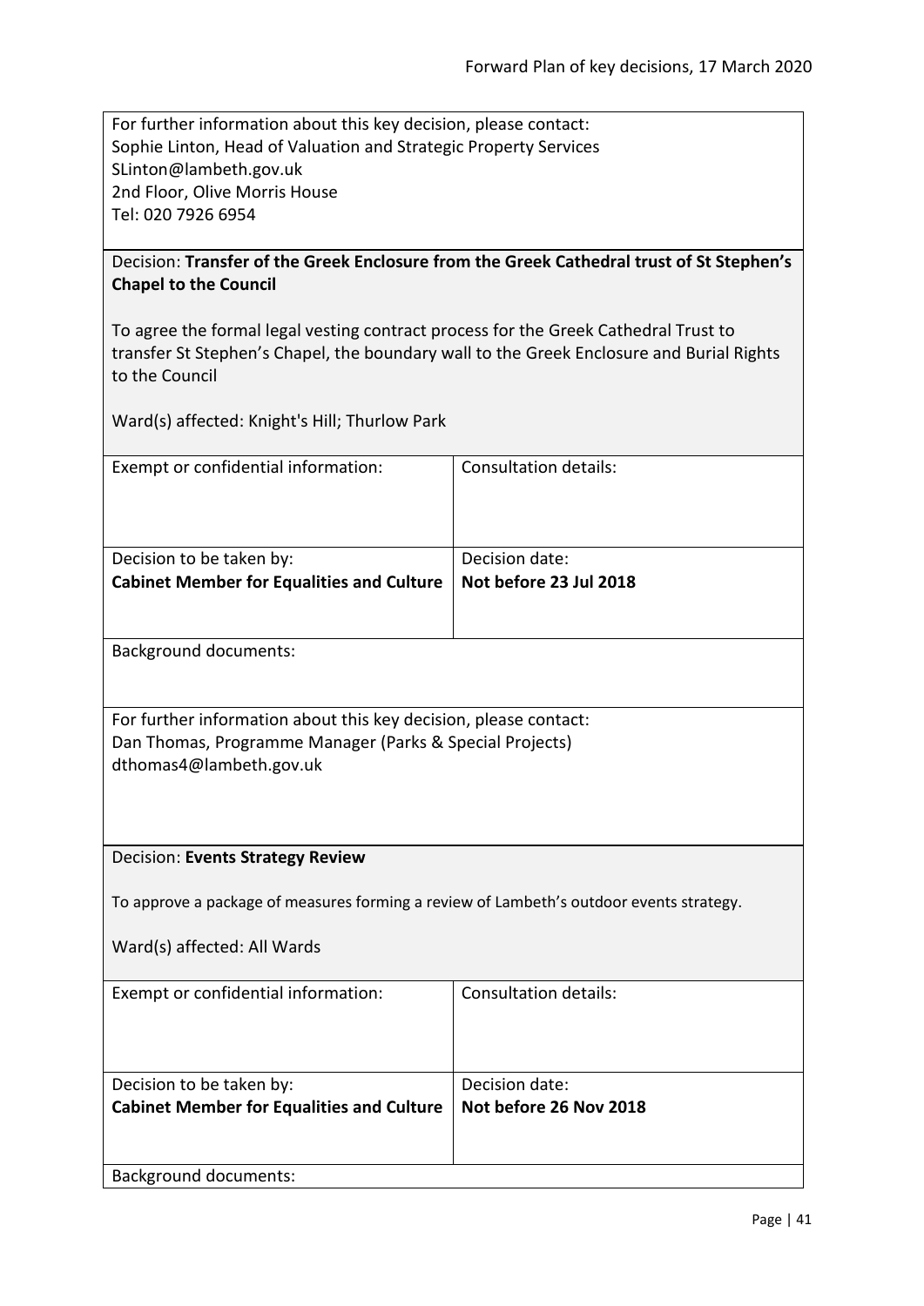For further information about this key decision, please contact:
Sophie Linton, Head of Valuation and Strategic Property Services
SLinton@lambeth.gov.uk
2nd Floor, Olive Morris House
Tel: 020 7926 6954

Decision: **Transfer of the Greek Enclosure from the Greek Cathedral trust of St Stephen's Chapel to the Council**

To agree the formal legal vesting contract process for the Greek Cathedral Trust to transfer St Stephen's Chapel, the boundary wall to the Greek Enclosure and Burial Rights to the Council

Ward(s) affected: Knight's Hill; Thurlow Park

| Exempt or confidential information: | Consultation details: |
| --- | --- |
| Decision to be taken by: **Cabinet Member for Equalities and Culture** | Decision date: **Not before 23 Jul 2018** |

Background documents:

For further information about this key decision, please contact:
Dan Thomas, Programme Manager (Parks & Special Projects)
dthomas4@lambeth.gov.uk

Decision: **Events Strategy Review**

To approve a package of measures forming a review of Lambeth's outdoor events strategy.

Ward(s) affected: All Wards

| Exempt or confidential information: | Consultation details: |
| --- | --- |
| Decision to be taken by: **Cabinet Member for Equalities and Culture** | Decision date: **Not before 26 Nov 2018** |

Background documents: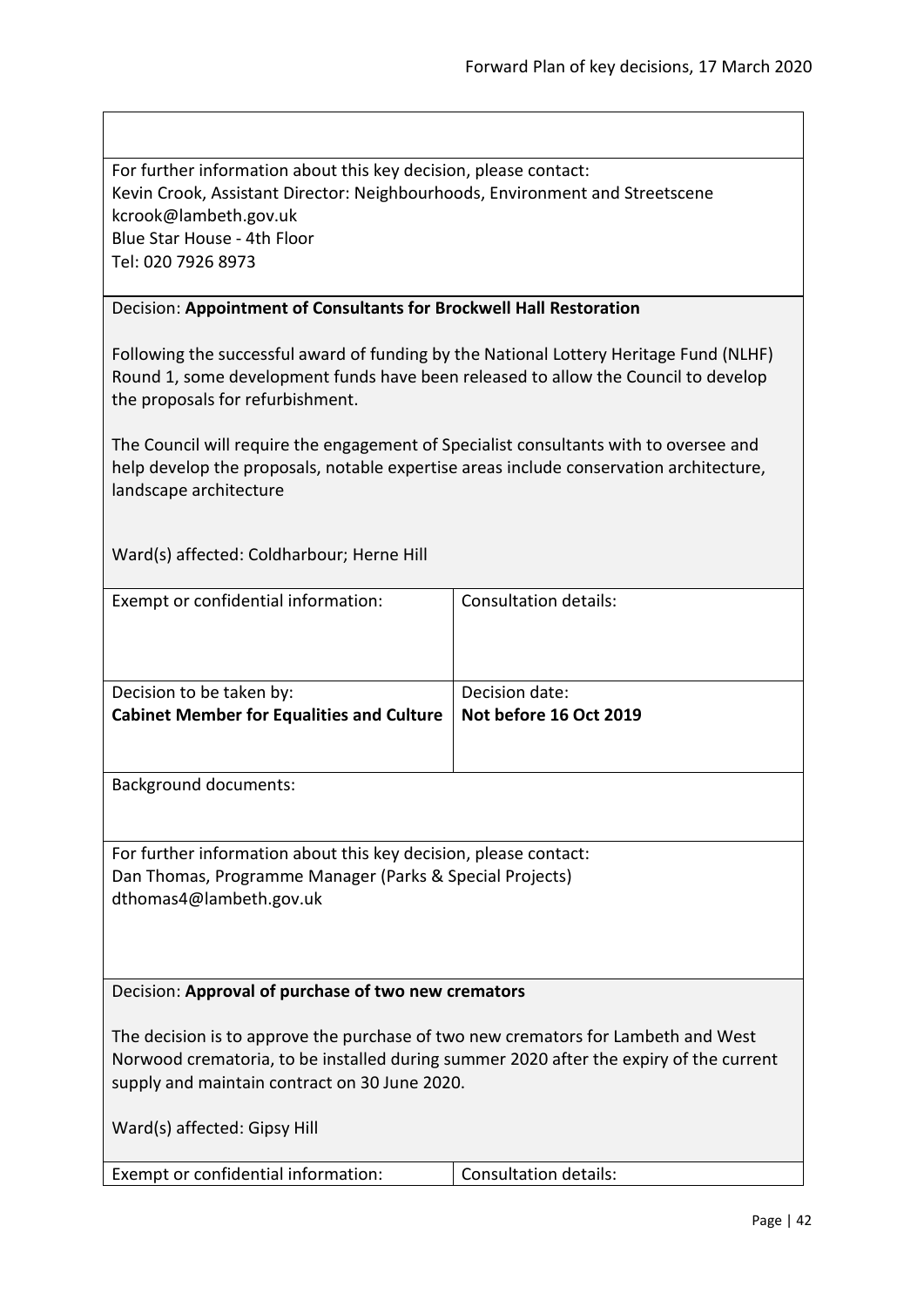For further information about this key decision, please contact:
Kevin Crook, Assistant Director: Neighbourhoods, Environment and Streetscene
kcrook@lambeth.gov.uk
Blue Star House - 4th Floor
Tel: 020 7926 8973

Decision: **Appointment of Consultants for Brockwell Hall Restoration**

Following the successful award of funding by the National Lottery Heritage Fund (NLHF) Round 1, some development funds have been released to allow the Council to develop the proposals for refurbishment.

The Council will require the engagement of Specialist consultants with to oversee and help develop the proposals, notable expertise areas include conservation architecture, landscape architecture

Ward(s) affected: Coldharbour; Herne Hill

| Exempt or confidential information: | Consultation details: |
| --- | --- |
| Decision to be taken by:<br>**Cabinet Member for Equalities and Culture** | Decision date:<br>**Not before 16 Oct 2019** |

Background documents:

For further information about this key decision, please contact:
Dan Thomas, Programme Manager (Parks & Special Projects)
dthomas4@lambeth.gov.uk

Decision: **Approval of purchase of two new cremators**

The decision is to approve the purchase of two new cremators for Lambeth and West Norwood crematoria, to be installed during summer 2020 after the expiry of the current supply and maintain contract on 30 June 2020.

Ward(s) affected: Gipsy Hill

| Exempt or confidential information: | Consultation details: |
| --- | --- |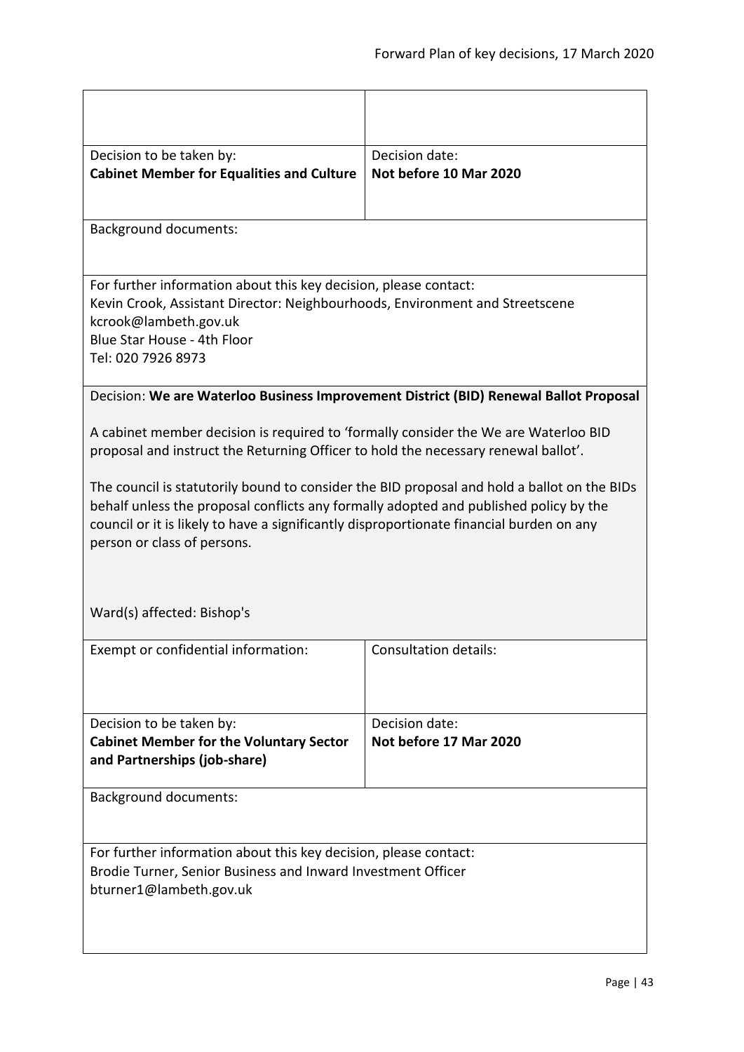| | |
|---|---|
| | |
| Decision to be taken by:<br>**Cabinet Member for Equalities and Culture** | Decision date:<br>**Not before 10 Mar 2020** |

Background documents:

For further information about this key decision, please contact:
Kevin Crook, Assistant Director: Neighbourhoods, Environment and Streetscene
kcrook@lambeth.gov.uk
Blue Star House - 4th Floor
Tel: 020 7926 8973

Decision: **We are Waterloo Business Improvement District (BID) Renewal Ballot Proposal**

A cabinet member decision is required to 'formally consider the We are Waterloo BID proposal and instruct the Returning Officer to hold the necessary renewal ballot'.

The council is statutorily bound to consider the BID proposal and hold a ballot on the BIDs behalf unless the proposal conflicts any formally adopted and published policy by the council or it is likely to have a significantly disproportionate financial burden on any person or class of persons.

Ward(s) affected: Bishop's

| | |
|---|---|
| Exempt or confidential information: | Consultation details: |
| Decision to be taken by:<br>**Cabinet Member for the Voluntary Sector and Partnerships (job-share)** | Decision date:<br>**Not before 17 Mar 2020** |

Background documents:

For further information about this key decision, please contact:
Brodie Turner, Senior Business and Inward Investment Officer
bturner1@lambeth.gov.uk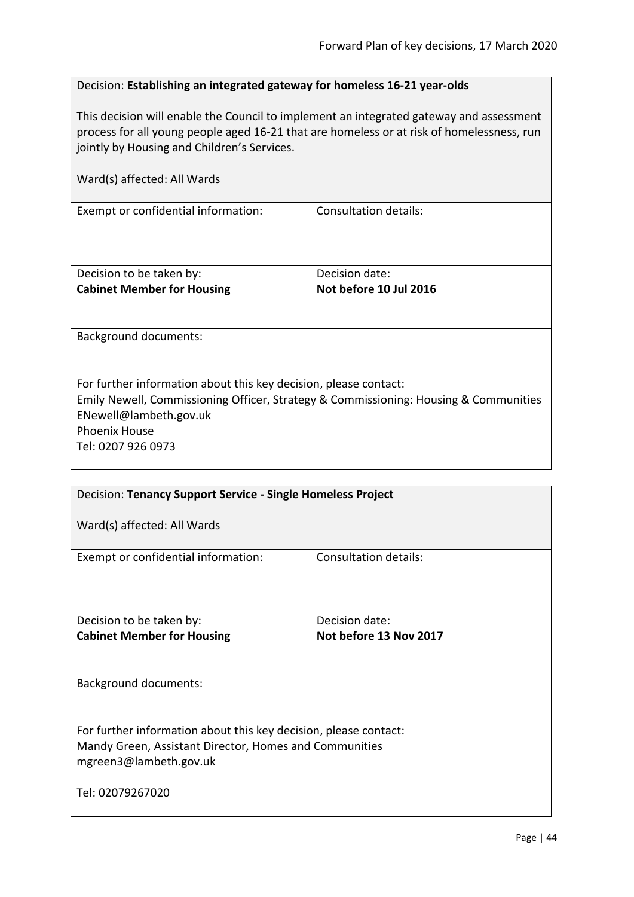Decision: **Establishing an integrated gateway for homeless 16-21 year-olds**

This decision will enable the Council to implement an integrated gateway and assessment process for all young people aged 16-21 that are homeless or at risk of homelessness, run jointly by Housing and Children's Services.

Ward(s) affected: All Wards

| Exempt or confidential information: | Consultation details: |
|---|---|
| Decision to be taken by:<br>**Cabinet Member for Housing** | Decision date:<br>**Not before 10 Jul 2016** |

Background documents:

For further information about this key decision, please contact:
Emily Newell, Commissioning Officer, Strategy & Commissioning: Housing & Communities
ENewell@lambeth.gov.uk
Phoenix House
Tel: 0207 926 0973

---

Decision: **Tenancy Support Service - Single Homeless Project**

Ward(s) affected: All Wards

| Exempt or confidential information: | Consultation details: |
|---|---|
| Decision to be taken by:<br>**Cabinet Member for Housing** | Decision date:<br>**Not before 13 Nov 2017** |

Background documents:

For further information about this key decision, please contact:
Mandy Green, Assistant Director, Homes and Communities
mgreen3@lambeth.gov.uk

Tel: 02079267020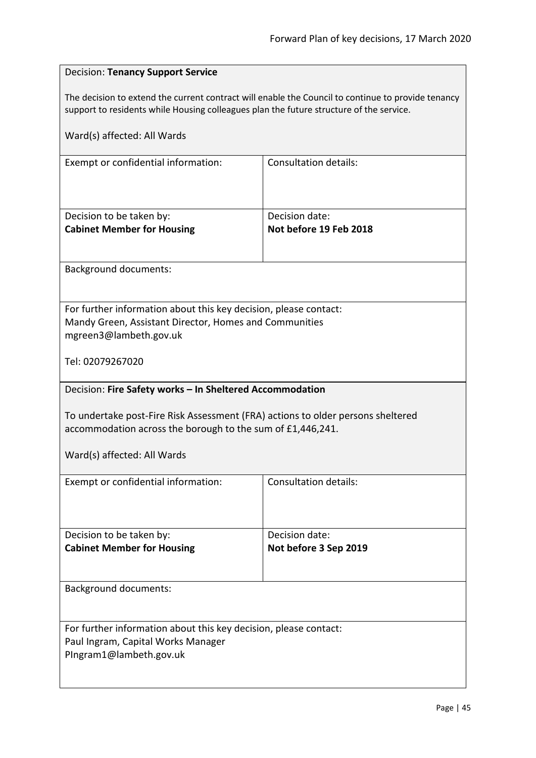Decision: **Tenancy Support Service**

The decision to extend the current contract will enable the Council to continue to provide tenancy support to residents while Housing colleagues plan the future structure of the service.

Ward(s) affected: All Wards

| Exempt or confidential information: | Consultation details: |
| --- | --- |
| Decision to be taken by:<br>**Cabinet Member for Housing** | Decision date:<br>**Not before 19 Feb 2018** |

Background documents:

For further information about this key decision, please contact:
Mandy Green, Assistant Director, Homes and Communities
mgreen3@lambeth.gov.uk

Tel: 02079267020

Decision: **Fire Safety works – In Sheltered Accommodation**

To undertake post-Fire Risk Assessment (FRA) actions to older persons sheltered accommodation across the borough to the sum of £1,446,241.

Ward(s) affected: All Wards

| Exempt or confidential information: | Consultation details: |
| --- | --- |
| Decision to be taken by:<br>**Cabinet Member for Housing** | Decision date:<br>**Not before 3 Sep 2019** |

Background documents:

For further information about this key decision, please contact:
Paul Ingram, Capital Works Manager
PIngram1@lambeth.gov.uk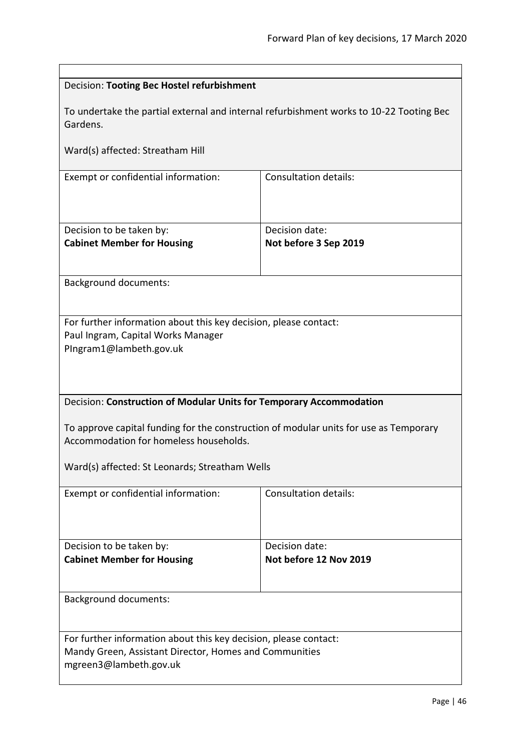Decision: **Tooting Bec Hostel refurbishment**

To undertake the partial external and internal refurbishment works to 10-22 Tooting Bec Gardens.

Ward(s) affected: Streatham Hill

| Exempt or confidential information: | Consultation details: |
| --- | --- |
| Decision to be taken by:<br>**Cabinet Member for Housing** | Decision date:<br>**Not before 3 Sep 2019** |

Background documents:

For further information about this key decision, please contact:
Paul Ingram, Capital Works Manager
PIngram1@lambeth.gov.uk

Decision: **Construction of Modular Units for Temporary Accommodation**

To approve capital funding for the construction of modular units for use as Temporary Accommodation for homeless households.

Ward(s) affected: St Leonards; Streatham Wells

| Exempt or confidential information: | Consultation details: |
| --- | --- |
| Decision to be taken by:<br>**Cabinet Member for Housing** | Decision date:<br>**Not before 12 Nov 2019** |

Background documents:

For further information about this key decision, please contact:
Mandy Green, Assistant Director, Homes and Communities
mgreen3@lambeth.gov.uk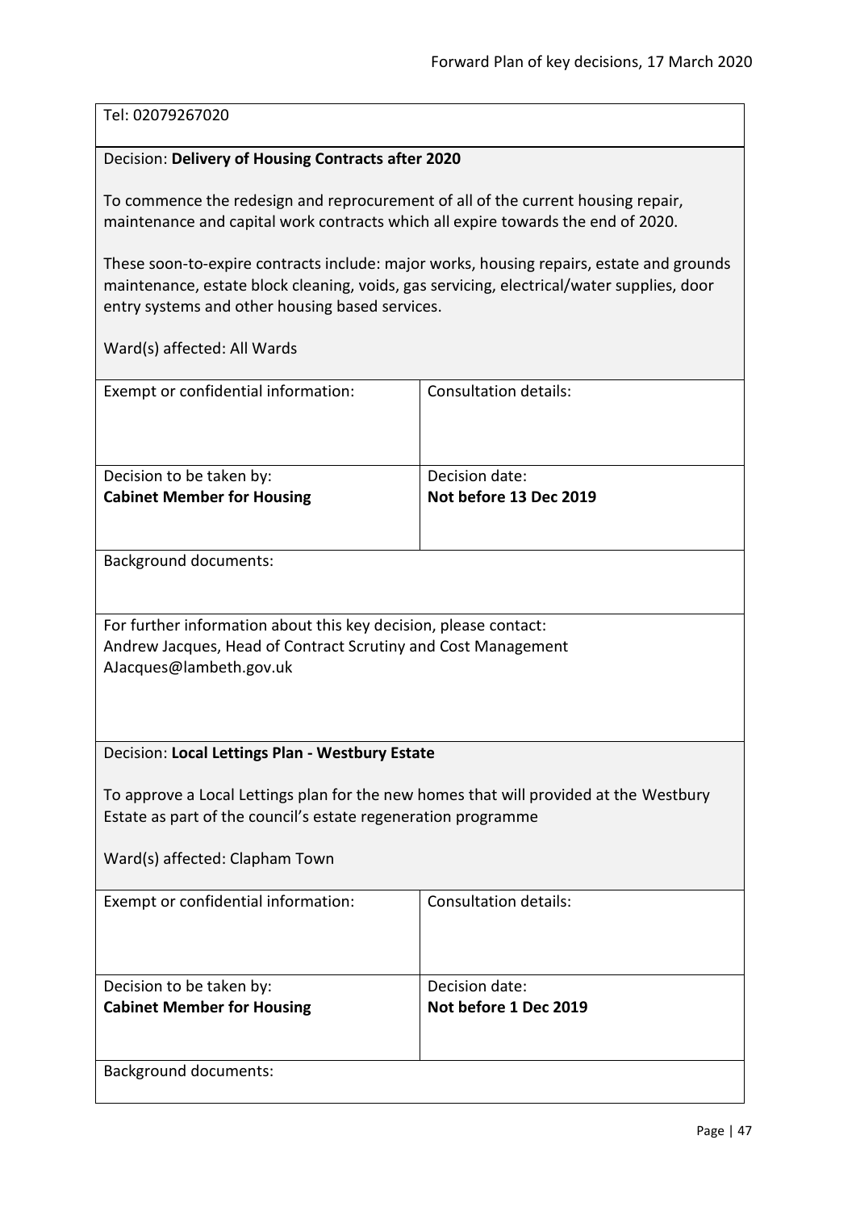Tel: 02079267020

Decision: **Delivery of Housing Contracts after 2020**

To commence the redesign and reprocurement of all of the current housing repair, maintenance and capital work contracts which all expire towards the end of 2020.

These soon-to-expire contracts include: major works, housing repairs, estate and grounds maintenance, estate block cleaning, voids, gas servicing, electrical/water supplies, door entry systems and other housing based services.

Ward(s) affected: All Wards

| Exempt or confidential information: | Consultation details: |
|---|---|
| Decision to be taken by:<br>**Cabinet Member for Housing** | Decision date:<br>**Not before 13 Dec 2019** |

Background documents:

For further information about this key decision, please contact:
Andrew Jacques, Head of Contract Scrutiny and Cost Management
AJacques@lambeth.gov.uk

Decision: **Local Lettings Plan - Westbury Estate**

To approve a Local Lettings plan for the new homes that will provided at the Westbury Estate as part of the council's estate regeneration programme

Ward(s) affected: Clapham Town

| Exempt or confidential information: | Consultation details: |
|---|---|
| Decision to be taken by:<br>**Cabinet Member for Housing** | Decision date:<br>**Not before 1 Dec 2019** |

Background documents: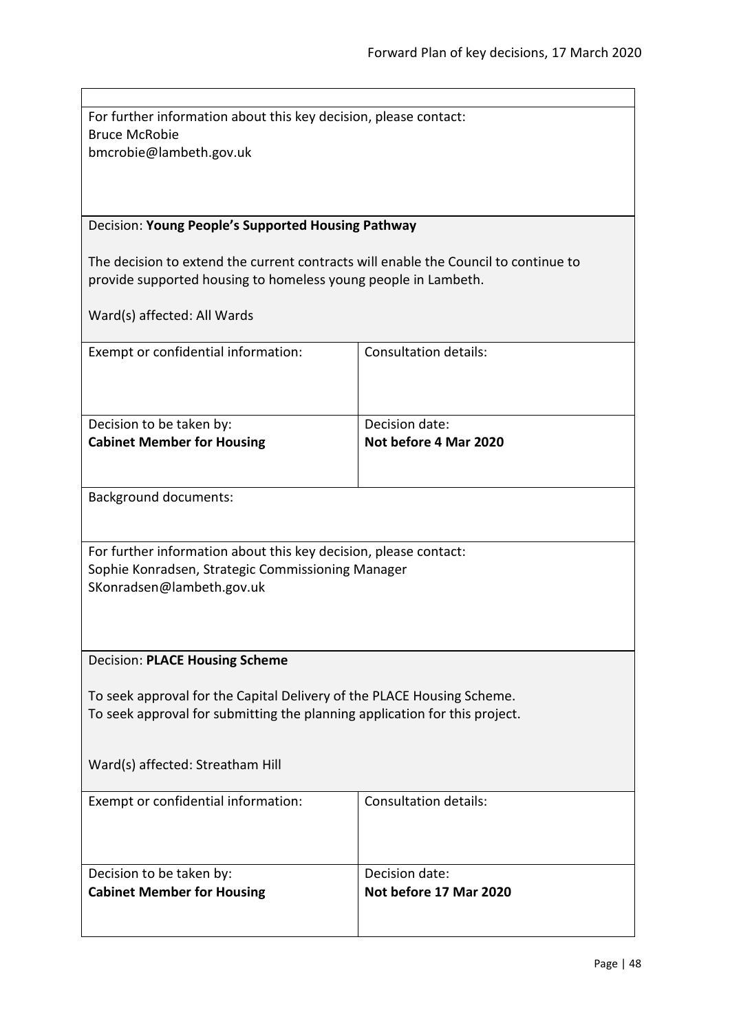For further information about this key decision, please contact:
Bruce McRobie
bmcrobie@lambeth.gov.uk

Decision: **Young People's Supported Housing Pathway**

The decision to extend the current contracts will enable the Council to continue to provide supported housing to homeless young people in Lambeth.

Ward(s) affected: All Wards

| Exempt or confidential information: | Consultation details: |
| --- | --- |
| Decision to be taken by: **Cabinet Member for Housing** | Decision date: **Not before 4 Mar 2020** |

Background documents:

For further information about this key decision, please contact:
Sophie Konradsen, Strategic Commissioning Manager
SKonradsen@lambeth.gov.uk

Decision: **PLACE Housing Scheme**

To seek approval for the Capital Delivery of the PLACE Housing Scheme.
To seek approval for submitting the planning application for this project.

Ward(s) affected: Streatham Hill

| Exempt or confidential information: | Consultation details: |
| --- | --- |
| Decision to be taken by: **Cabinet Member for Housing** | Decision date: **Not before 17 Mar 2020** |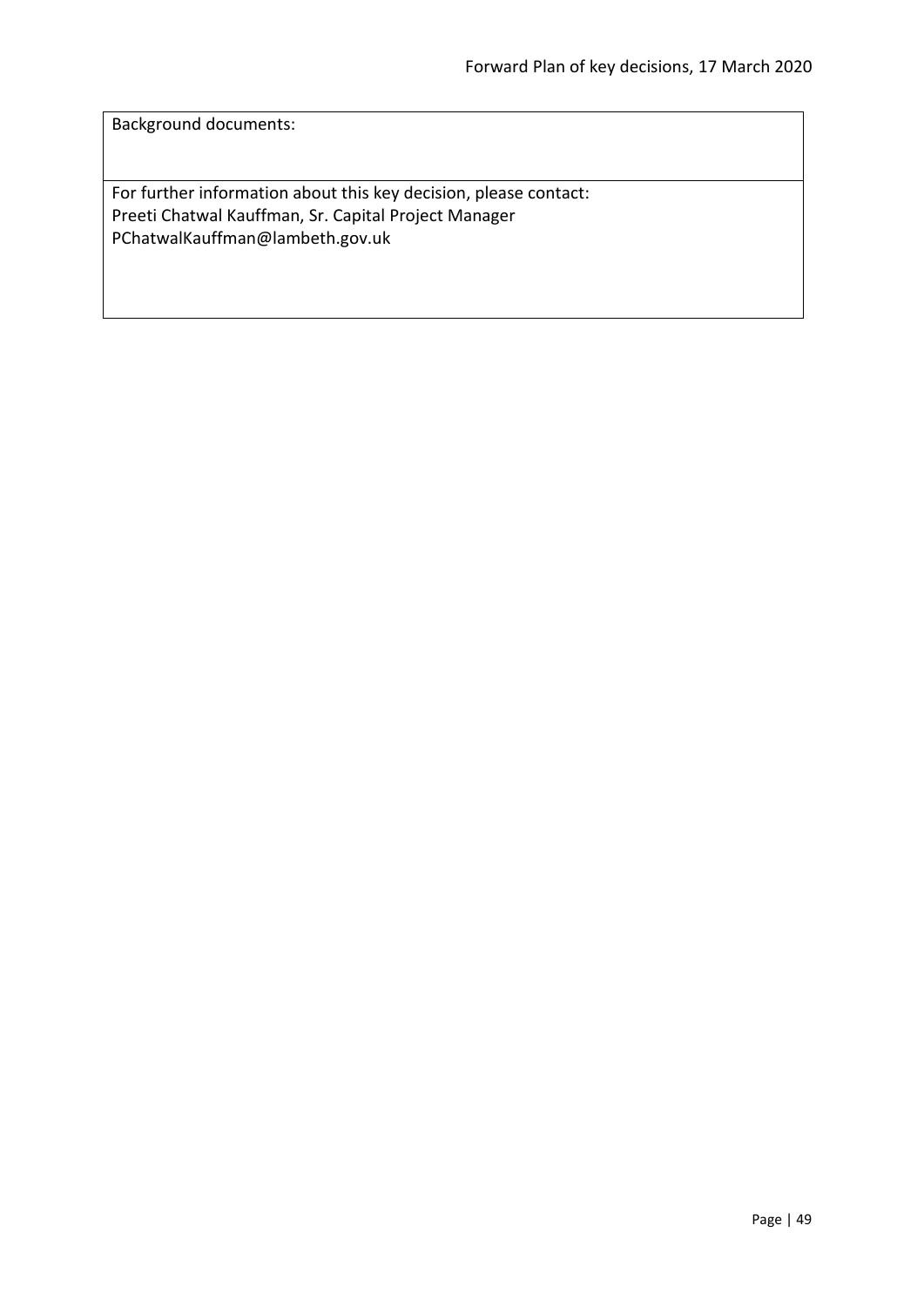| |
|---|
| Background documents: |
| For further information about this key decision, please contact:<br>Preeti Chatwal Kauffman, Sr. Capital Project Manager<br>PChatwalKauffman@lambeth.gov.uk |